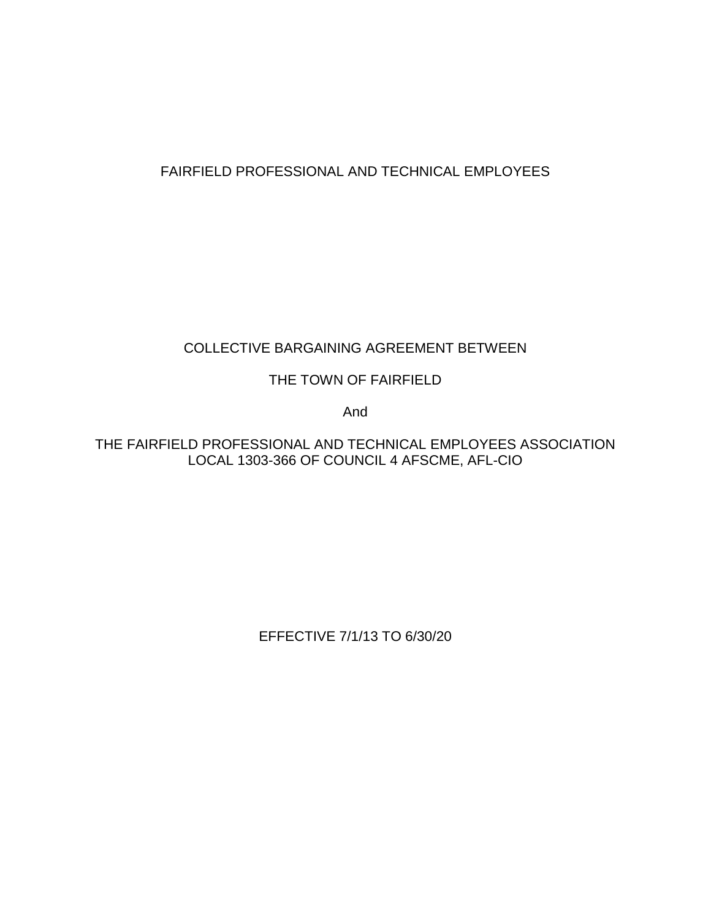FAIRFIELD PROFESSIONAL AND TECHNICAL EMPLOYEES

COLLECTIVE BARGAINING AGREEMENT BETWEEN

THE TOWN OF FAIRFIELD

And

THE FAIRFIELD PROFESSIONAL AND TECHNICAL EMPLOYEES ASSOCIATION
LOCAL 1303-366 OF COUNCIL 4 AFSCME, AFL-CIO

EFFECTIVE 7/1/13 TO 6/30/20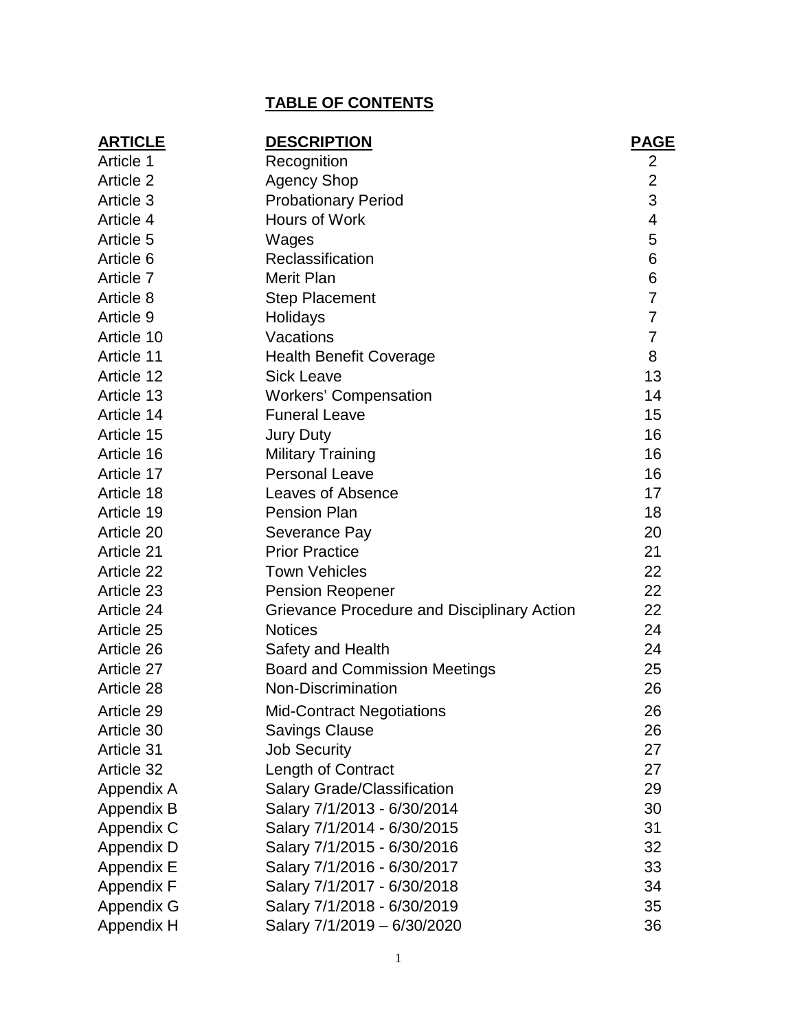# TABLE OF CONTENTS

| ARTICLE | DESCRIPTION | PAGE |
|---|---|---|
| Article 1 | Recognition | 2 |
| Article 2 | Agency Shop | 2 |
| Article 3 | Probationary Period | 3 |
| Article 4 | Hours of Work | 4 |
| Article 5 | Wages | 5 |
| Article 6 | Reclassification | 6 |
| Article 7 | Merit Plan | 6 |
| Article 8 | Step Placement | 7 |
| Article 9 | Holidays | 7 |
| Article 10 | Vacations | 7 |
| Article 11 | Health Benefit Coverage | 8 |
| Article 12 | Sick Leave | 13 |
| Article 13 | Workers' Compensation | 14 |
| Article 14 | Funeral Leave | 15 |
| Article 15 | Jury Duty | 16 |
| Article 16 | Military Training | 16 |
| Article 17 | Personal Leave | 16 |
| Article 18 | Leaves of Absence | 17 |
| Article 19 | Pension Plan | 18 |
| Article 20 | Severance Pay | 20 |
| Article 21 | Prior Practice | 21 |
| Article 22 | Town Vehicles | 22 |
| Article 23 | Pension Reopener | 22 |
| Article 24 | Grievance Procedure and Disciplinary Action | 22 |
| Article 25 | Notices | 24 |
| Article 26 | Safety and Health | 24 |
| Article 27 | Board and Commission Meetings | 25 |
| Article 28 | Non-Discrimination | 26 |
| Article 29 | Mid-Contract Negotiations | 26 |
| Article 30 | Savings Clause | 26 |
| Article 31 | Job Security | 27 |
| Article 32 | Length of Contract | 27 |
| Appendix A | Salary Grade/Classification | 29 |
| Appendix B | Salary 7/1/2013 - 6/30/2014 | 30 |
| Appendix C | Salary 7/1/2014 - 6/30/2015 | 31 |
| Appendix D | Salary 7/1/2015 - 6/30/2016 | 32 |
| Appendix E | Salary 7/1/2016 - 6/30/2017 | 33 |
| Appendix F | Salary 7/1/2017 - 6/30/2018 | 34 |
| Appendix G | Salary 7/1/2018 - 6/30/2019 | 35 |
| Appendix H | Salary 7/1/2019 – 6/30/2020 | 36 |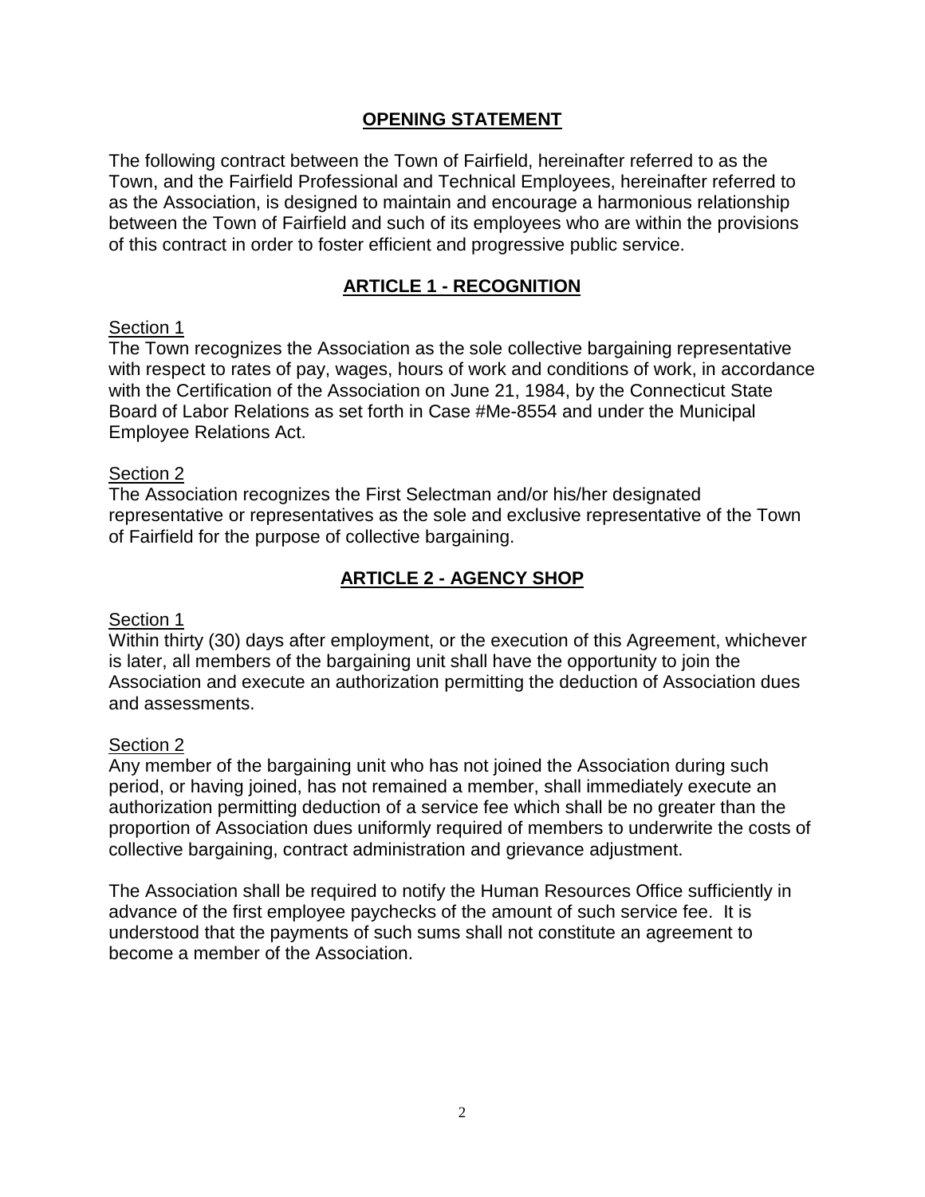## OPENING STATEMENT

The following contract between the Town of Fairfield, hereinafter referred to as the Town, and the Fairfield Professional and Technical Employees, hereinafter referred to as the Association, is designed to maintain and encourage a harmonious relationship between the Town of Fairfield and such of its employees who are within the provisions of this contract in order to foster efficient and progressive public service.

## ARTICLE 1 - RECOGNITION

Section 1

The Town recognizes the Association as the sole collective bargaining representative with respect to rates of pay, wages, hours of work and conditions of work, in accordance with the Certification of the Association on June 21, 1984, by the Connecticut State Board of Labor Relations as set forth in Case #Me-8554 and under the Municipal Employee Relations Act.

Section 2

The Association recognizes the First Selectman and/or his/her designated representative or representatives as the sole and exclusive representative of the Town of Fairfield for the purpose of collective bargaining.

## ARTICLE 2 - AGENCY SHOP

Section 1

Within thirty (30) days after employment, or the execution of this Agreement, whichever is later, all members of the bargaining unit shall have the opportunity to join the Association and execute an authorization permitting the deduction of Association dues and assessments.

Section 2

Any member of the bargaining unit who has not joined the Association during such period, or having joined, has not remained a member, shall immediately execute an authorization permitting deduction of a service fee which shall be no greater than the proportion of Association dues uniformly required of members to underwrite the costs of collective bargaining, contract administration and grievance adjustment.

The Association shall be required to notify the Human Resources Office sufficiently in advance of the first employee paychecks of the amount of such service fee. It is understood that the payments of such sums shall not constitute an agreement to become a member of the Association.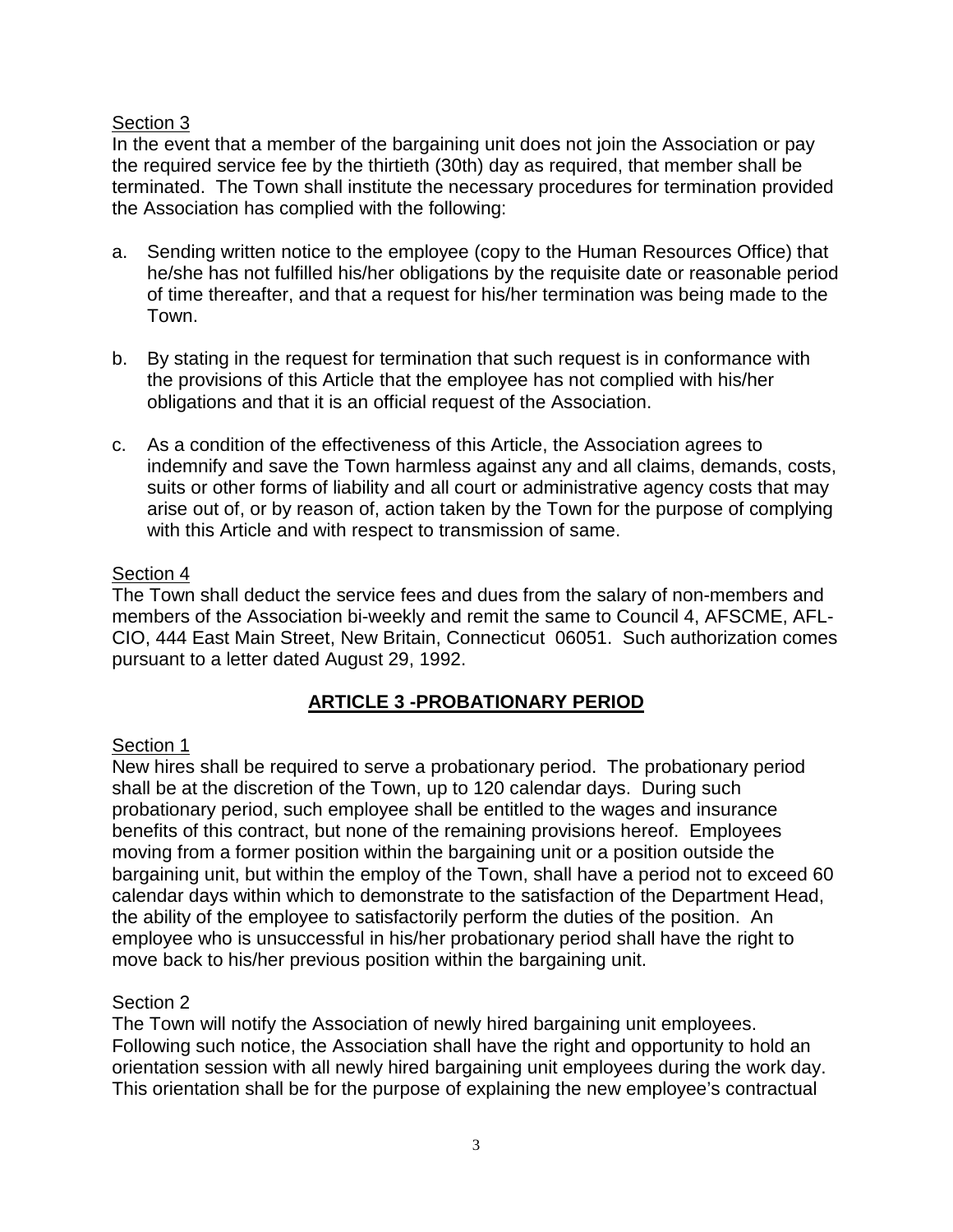Section 3

In the event that a member of the bargaining unit does not join the Association or pay the required service fee by the thirtieth (30th) day as required, that member shall be terminated. The Town shall institute the necessary procedures for termination provided the Association has complied with the following:

a. Sending written notice to the employee (copy to the Human Resources Office) that he/she has not fulfilled his/her obligations by the requisite date or reasonable period of time thereafter, and that a request for his/her termination was being made to the Town.

b. By stating in the request for termination that such request is in conformance with the provisions of this Article that the employee has not complied with his/her obligations and that it is an official request of the Association.

c. As a condition of the effectiveness of this Article, the Association agrees to indemnify and save the Town harmless against any and all claims, demands, costs, suits or other forms of liability and all court or administrative agency costs that may arise out of, or by reason of, action taken by the Town for the purpose of complying with this Article and with respect to transmission of same.

Section 4

The Town shall deduct the service fees and dues from the salary of non-members and members of the Association bi-weekly and remit the same to Council 4, AFSCME, AFL-CIO, 444 East Main Street, New Britain, Connecticut 06051. Such authorization comes pursuant to a letter dated August 29, 1992.

## ARTICLE 3 -PROBATIONARY PERIOD

Section 1

New hires shall be required to serve a probationary period. The probationary period shall be at the discretion of the Town, up to 120 calendar days. During such probationary period, such employee shall be entitled to the wages and insurance benefits of this contract, but none of the remaining provisions hereof. Employees moving from a former position within the bargaining unit or a position outside the bargaining unit, but within the employ of the Town, shall have a period not to exceed 60 calendar days within which to demonstrate to the satisfaction of the Department Head, the ability of the employee to satisfactorily perform the duties of the position. An employee who is unsuccessful in his/her probationary period shall have the right to move back to his/her previous position within the bargaining unit.

Section 2

The Town will notify the Association of newly hired bargaining unit employees. Following such notice, the Association shall have the right and opportunity to hold an orientation session with all newly hired bargaining unit employees during the work day. This orientation shall be for the purpose of explaining the new employee's contractual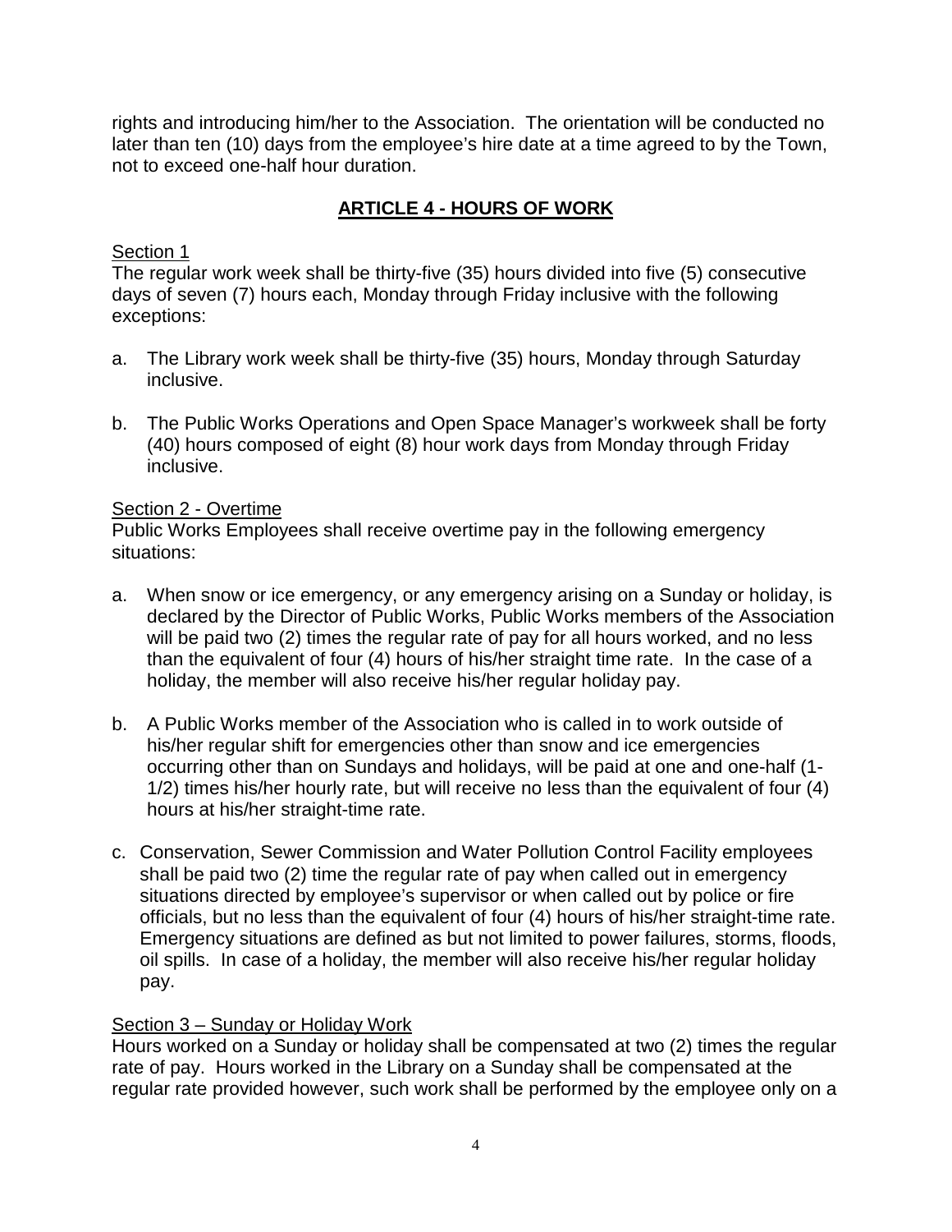rights and introducing him/her to the Association. The orientation will be conducted no later than ten (10) days from the employee's hire date at a time agreed to by the Town, not to exceed one-half hour duration.

## ARTICLE 4 - HOURS OF WORK

Section 1

The regular work week shall be thirty-five (35) hours divided into five (5) consecutive days of seven (7) hours each, Monday through Friday inclusive with the following exceptions:

a. The Library work week shall be thirty-five (35) hours, Monday through Saturday inclusive.

b. The Public Works Operations and Open Space Manager's workweek shall be forty (40) hours composed of eight (8) hour work days from Monday through Friday inclusive.

Section 2 - Overtime

Public Works Employees shall receive overtime pay in the following emergency situations:

a. When snow or ice emergency, or any emergency arising on a Sunday or holiday, is declared by the Director of Public Works, Public Works members of the Association will be paid two (2) times the regular rate of pay for all hours worked, and no less than the equivalent of four (4) hours of his/her straight time rate. In the case of a holiday, the member will also receive his/her regular holiday pay.

b. A Public Works member of the Association who is called in to work outside of his/her regular shift for emergencies other than snow and ice emergencies occurring other than on Sundays and holidays, will be paid at one and one-half (1-1/2) times his/her hourly rate, but will receive no less than the equivalent of four (4) hours at his/her straight-time rate.

c. Conservation, Sewer Commission and Water Pollution Control Facility employees shall be paid two (2) time the regular rate of pay when called out in emergency situations directed by employee's supervisor or when called out by police or fire officials, but no less than the equivalent of four (4) hours of his/her straight-time rate. Emergency situations are defined as but not limited to power failures, storms, floods, oil spills. In case of a holiday, the member will also receive his/her regular holiday pay.

Section 3 – Sunday or Holiday Work

Hours worked on a Sunday or holiday shall be compensated at two (2) times the regular rate of pay. Hours worked in the Library on a Sunday shall be compensated at the regular rate provided however, such work shall be performed by the employee only on a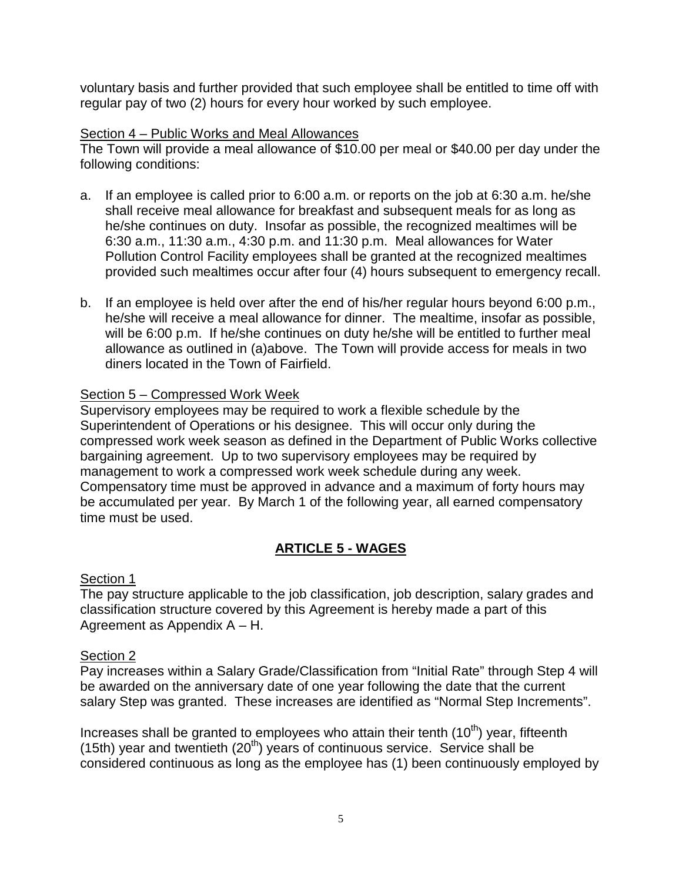voluntary basis and further provided that such employee shall be entitled to time off with regular pay of two (2) hours for every hour worked by such employee.

Section 4 – Public Works and Meal Allowances

The Town will provide a meal allowance of $10.00 per meal or $40.00 per day under the following conditions:

a. If an employee is called prior to 6:00 a.m. or reports on the job at 6:30 a.m. he/she shall receive meal allowance for breakfast and subsequent meals for as long as he/she continues on duty. Insofar as possible, the recognized mealtimes will be 6:30 a.m., 11:30 a.m., 4:30 p.m. and 11:30 p.m. Meal allowances for Water Pollution Control Facility employees shall be granted at the recognized mealtimes provided such mealtimes occur after four (4) hours subsequent to emergency recall.

b. If an employee is held over after the end of his/her regular hours beyond 6:00 p.m., he/she will receive a meal allowance for dinner. The mealtime, insofar as possible, will be 6:00 p.m. If he/she continues on duty he/she will be entitled to further meal allowance as outlined in (a)above. The Town will provide access for meals in two diners located in the Town of Fairfield.

Section 5 – Compressed Work Week

Supervisory employees may be required to work a flexible schedule by the Superintendent of Operations or his designee. This will occur only during the compressed work week season as defined in the Department of Public Works collective bargaining agreement. Up to two supervisory employees may be required by management to work a compressed work week schedule during any week. Compensatory time must be approved in advance and a maximum of forty hours may be accumulated per year. By March 1 of the following year, all earned compensatory time must be used.

## ARTICLE 5 - WAGES

Section 1

The pay structure applicable to the job classification, job description, salary grades and classification structure covered by this Agreement is hereby made a part of this Agreement as Appendix A – H.

Section 2

Pay increases within a Salary Grade/Classification from "Initial Rate" through Step 4 will be awarded on the anniversary date of one year following the date that the current salary Step was granted. These increases are identified as "Normal Step Increments".

Increases shall be granted to employees who attain their tenth (10th) year, fifteenth (15th) year and twentieth (20th) years of continuous service. Service shall be considered continuous as long as the employee has (1) been continuously employed by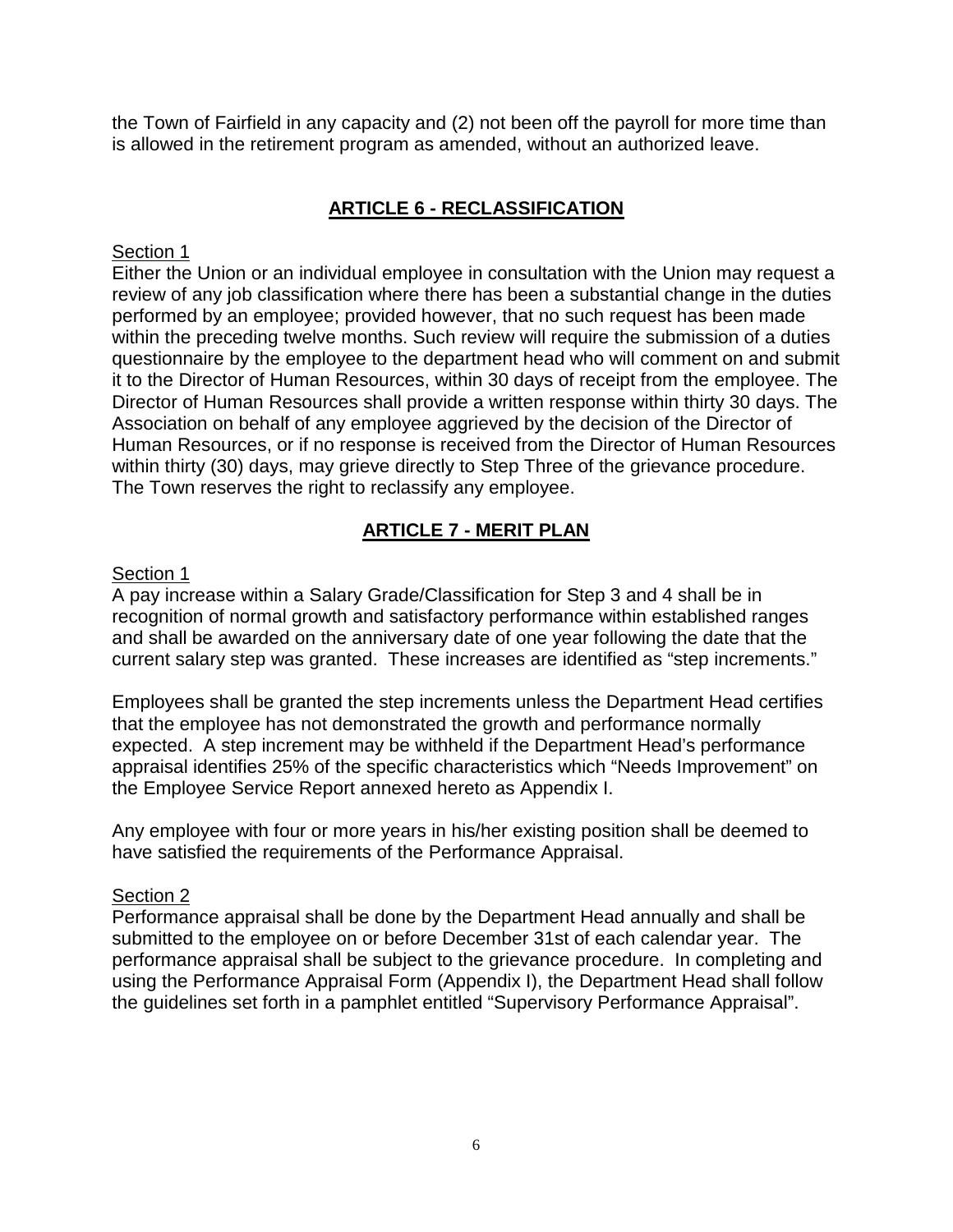the Town of Fairfield in any capacity and (2) not been off the payroll for more time than is allowed in the retirement program as amended, without an authorized leave.

## ARTICLE 6 - RECLASSIFICATION

Section 1

Either the Union or an individual employee in consultation with the Union may request a review of any job classification where there has been a substantial change in the duties performed by an employee; provided however, that no such request has been made within the preceding twelve months. Such review will require the submission of a duties questionnaire by the employee to the department head who will comment on and submit it to the Director of Human Resources, within 30 days of receipt from the employee. The Director of Human Resources shall provide a written response within thirty 30 days. The Association on behalf of any employee aggrieved by the decision of the Director of Human Resources, or if no response is received from the Director of Human Resources within thirty (30) days, may grieve directly to Step Three of the grievance procedure. The Town reserves the right to reclassify any employee.

## ARTICLE 7 - MERIT PLAN

Section 1

A pay increase within a Salary Grade/Classification for Step 3 and 4 shall be in recognition of normal growth and satisfactory performance within established ranges and shall be awarded on the anniversary date of one year following the date that the current salary step was granted. These increases are identified as "step increments."

Employees shall be granted the step increments unless the Department Head certifies that the employee has not demonstrated the growth and performance normally expected. A step increment may be withheld if the Department Head's performance appraisal identifies 25% of the specific characteristics which "Needs Improvement" on the Employee Service Report annexed hereto as Appendix I.

Any employee with four or more years in his/her existing position shall be deemed to have satisfied the requirements of the Performance Appraisal.

Section 2

Performance appraisal shall be done by the Department Head annually and shall be submitted to the employee on or before December 31st of each calendar year. The performance appraisal shall be subject to the grievance procedure. In completing and using the Performance Appraisal Form (Appendix I), the Department Head shall follow the guidelines set forth in a pamphlet entitled "Supervisory Performance Appraisal".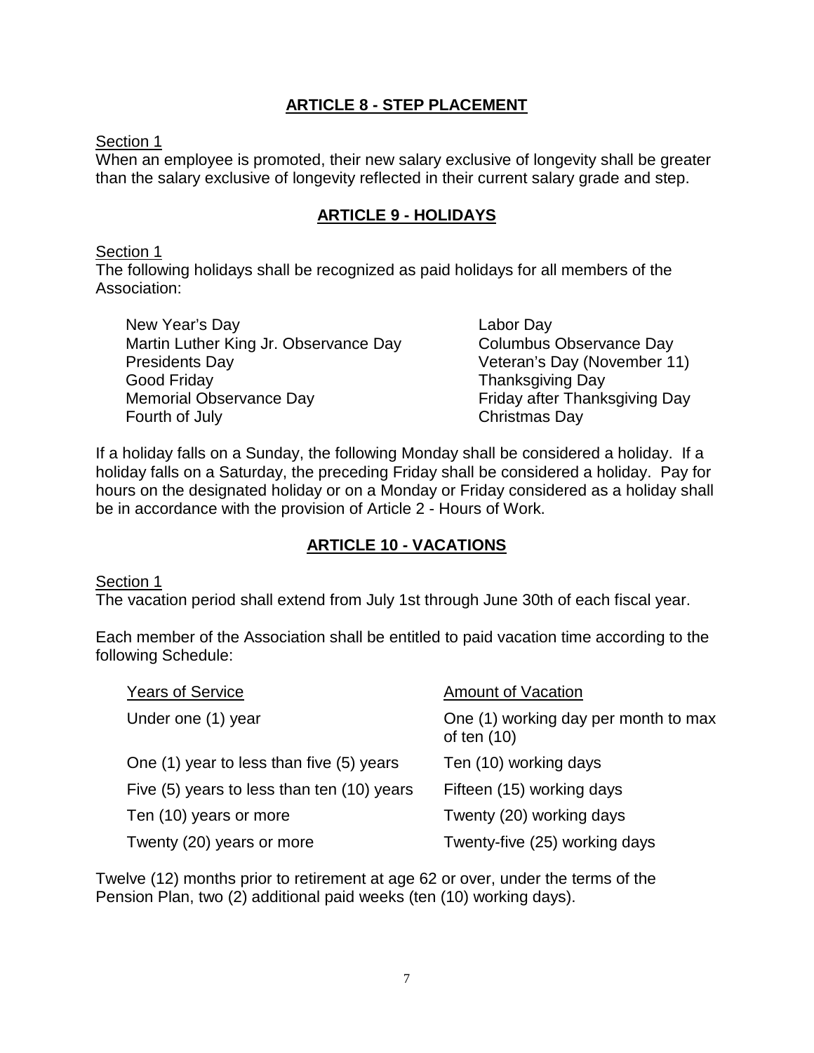## ARTICLE 8 - STEP PLACEMENT

Section 1

When an employee is promoted, their new salary exclusive of longevity shall be greater than the salary exclusive of longevity reflected in their current salary grade and step.

## ARTICLE 9 - HOLIDAYS

Section 1

The following holidays shall be recognized as paid holidays for all members of the Association:

- New Year's Day
- Martin Luther King Jr. Observance Day
- Presidents Day
- Good Friday
- Memorial Observance Day
- Fourth of July
- Labor Day
- Columbus Observance Day
- Veteran's Day (November 11)
- Thanksgiving Day
- Friday after Thanksgiving Day
- Christmas Day

If a holiday falls on a Sunday, the following Monday shall be considered a holiday. If a holiday falls on a Saturday, the preceding Friday shall be considered a holiday. Pay for hours on the designated holiday or on a Monday or Friday considered as a holiday shall be in accordance with the provision of Article 2 - Hours of Work.

## ARTICLE 10 - VACATIONS

Section 1

The vacation period shall extend from July 1st through June 30th of each fiscal year.

Each member of the Association shall be entitled to paid vacation time according to the following Schedule:

| Years of Service | Amount of Vacation |
|---|---|
| Under one (1) year | One (1) working day per month to max of ten (10) |
| One (1) year to less than five (5) years | Ten (10) working days |
| Five (5) years to less than ten (10) years | Fifteen (15) working days |
| Ten (10) years or more | Twenty (20) working days |
| Twenty (20) years or more | Twenty-five (25) working days |

Twelve (12) months prior to retirement at age 62 or over, under the terms of the Pension Plan, two (2) additional paid weeks (ten (10) working days).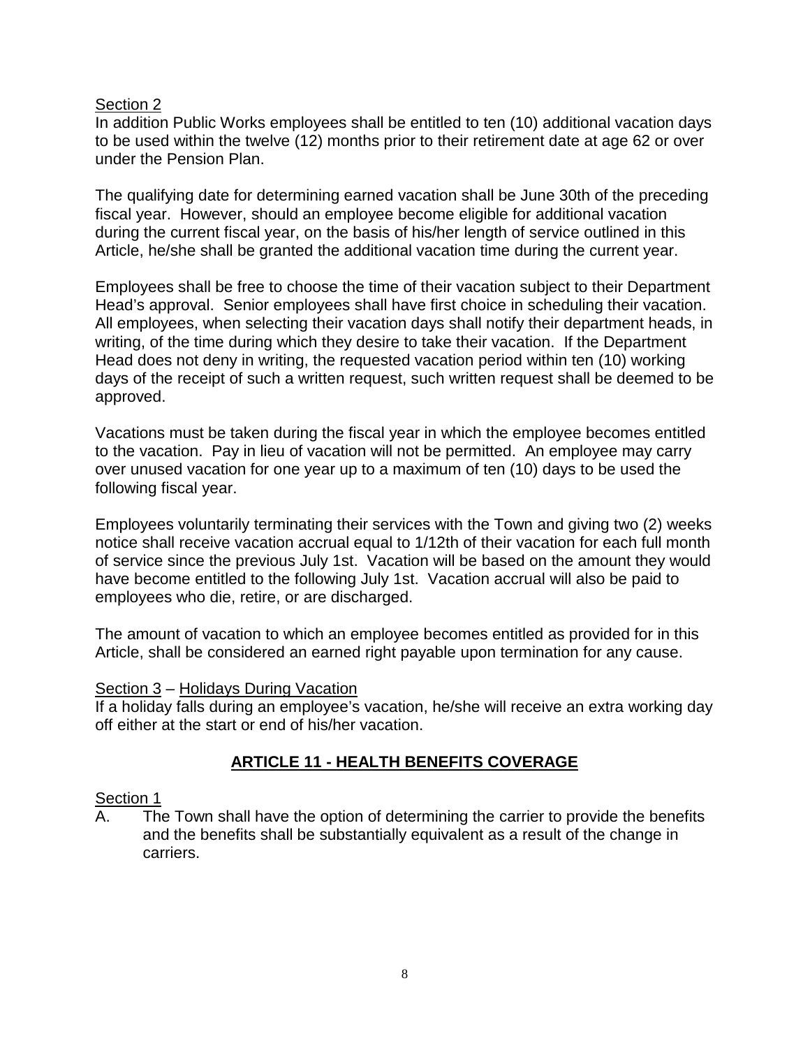Section 2

In addition Public Works employees shall be entitled to ten (10) additional vacation days to be used within the twelve (12) months prior to their retirement date at age 62 or over under the Pension Plan.

The qualifying date for determining earned vacation shall be June 30th of the preceding fiscal year. However, should an employee become eligible for additional vacation during the current fiscal year, on the basis of his/her length of service outlined in this Article, he/she shall be granted the additional vacation time during the current year.

Employees shall be free to choose the time of their vacation subject to their Department Head's approval. Senior employees shall have first choice in scheduling their vacation. All employees, when selecting their vacation days shall notify their department heads, in writing, of the time during which they desire to take their vacation. If the Department Head does not deny in writing, the requested vacation period within ten (10) working days of the receipt of such a written request, such written request shall be deemed to be approved.

Vacations must be taken during the fiscal year in which the employee becomes entitled to the vacation. Pay in lieu of vacation will not be permitted. An employee may carry over unused vacation for one year up to a maximum of ten (10) days to be used the following fiscal year.

Employees voluntarily terminating their services with the Town and giving two (2) weeks notice shall receive vacation accrual equal to 1/12th of their vacation for each full month of service since the previous July 1st. Vacation will be based on the amount they would have become entitled to the following July 1st. Vacation accrual will also be paid to employees who die, retire, or are discharged.

The amount of vacation to which an employee becomes entitled as provided for in this Article, shall be considered an earned right payable upon termination for any cause.

Section 3 – Holidays During Vacation

If a holiday falls during an employee's vacation, he/she will receive an extra working day off either at the start or end of his/her vacation.

## ARTICLE 11 - HEALTH BENEFITS COVERAGE

Section 1

A. The Town shall have the option of determining the carrier to provide the benefits and the benefits shall be substantially equivalent as a result of the change in carriers.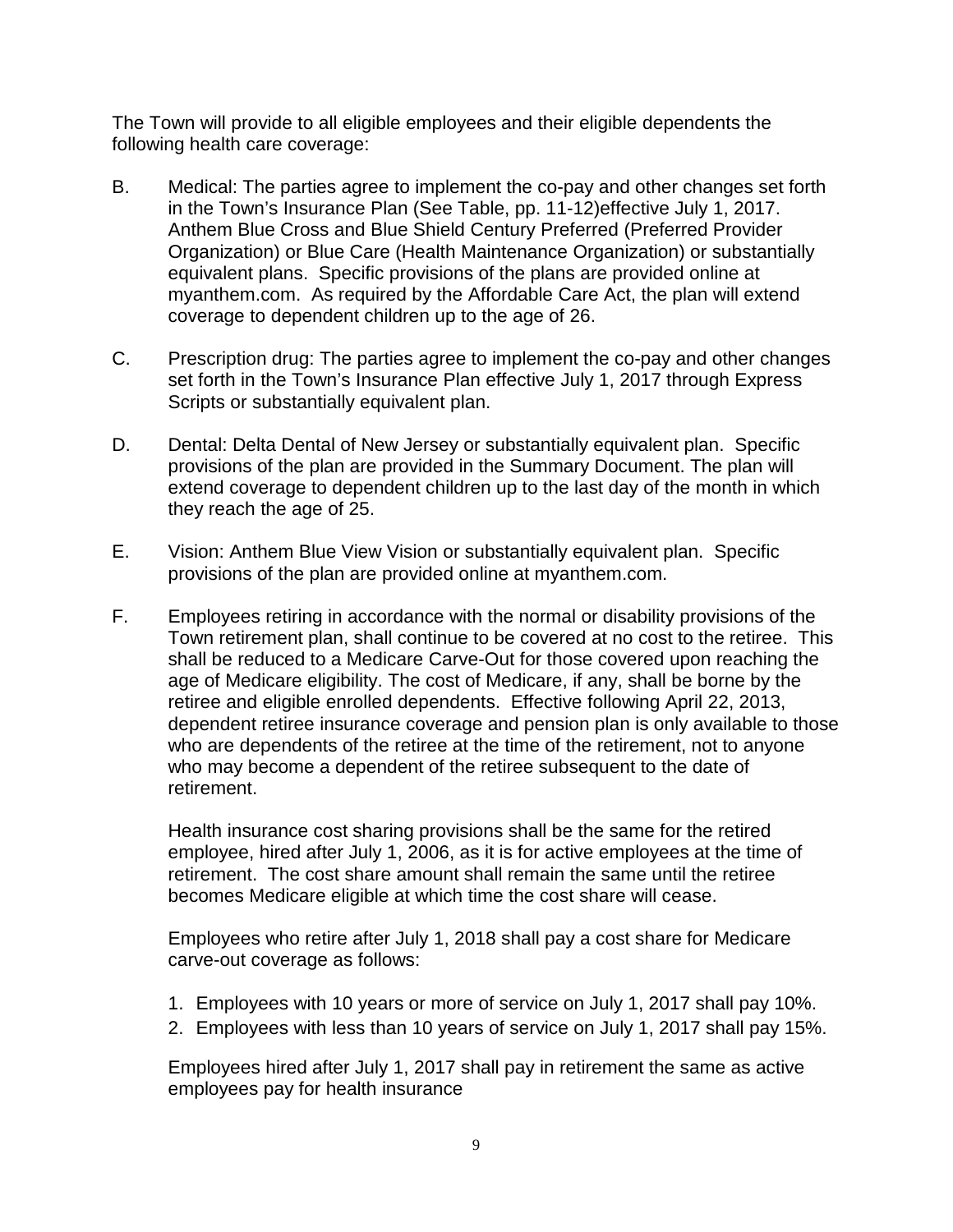The Town will provide to all eligible employees and their eligible dependents the following health care coverage:

B. Medical: The parties agree to implement the co-pay and other changes set forth in the Town's Insurance Plan (See Table, pp. 11-12)effective July 1, 2017. Anthem Blue Cross and Blue Shield Century Preferred (Preferred Provider Organization) or Blue Care (Health Maintenance Organization) or substantially equivalent plans. Specific provisions of the plans are provided online at myanthem.com. As required by the Affordable Care Act, the plan will extend coverage to dependent children up to the age of 26.

C. Prescription drug: The parties agree to implement the co-pay and other changes set forth in the Town's Insurance Plan effective July 1, 2017 through Express Scripts or substantially equivalent plan.

D. Dental: Delta Dental of New Jersey or substantially equivalent plan. Specific provisions of the plan are provided in the Summary Document. The plan will extend coverage to dependent children up to the last day of the month in which they reach the age of 25.

E. Vision: Anthem Blue View Vision or substantially equivalent plan. Specific provisions of the plan are provided online at myanthem.com.

F. Employees retiring in accordance with the normal or disability provisions of the Town retirement plan, shall continue to be covered at no cost to the retiree. This shall be reduced to a Medicare Carve-Out for those covered upon reaching the age of Medicare eligibility. The cost of Medicare, if any, shall be borne by the retiree and eligible enrolled dependents. Effective following April 22, 2013, dependent retiree insurance coverage and pension plan is only available to those who are dependents of the retiree at the time of the retirement, not to anyone who may become a dependent of the retiree subsequent to the date of retirement.

   Health insurance cost sharing provisions shall be the same for the retired employee, hired after July 1, 2006, as it is for active employees at the time of retirement. The cost share amount shall remain the same until the retiree becomes Medicare eligible at which time the cost share will cease.

   Employees who retire after July 1, 2018 shall pay a cost share for Medicare carve-out coverage as follows:

   1. Employees with 10 years or more of service on July 1, 2017 shall pay 10%.
   2. Employees with less than 10 years of service on July 1, 2017 shall pay 15%.

   Employees hired after July 1, 2017 shall pay in retirement the same as active employees pay for health insurance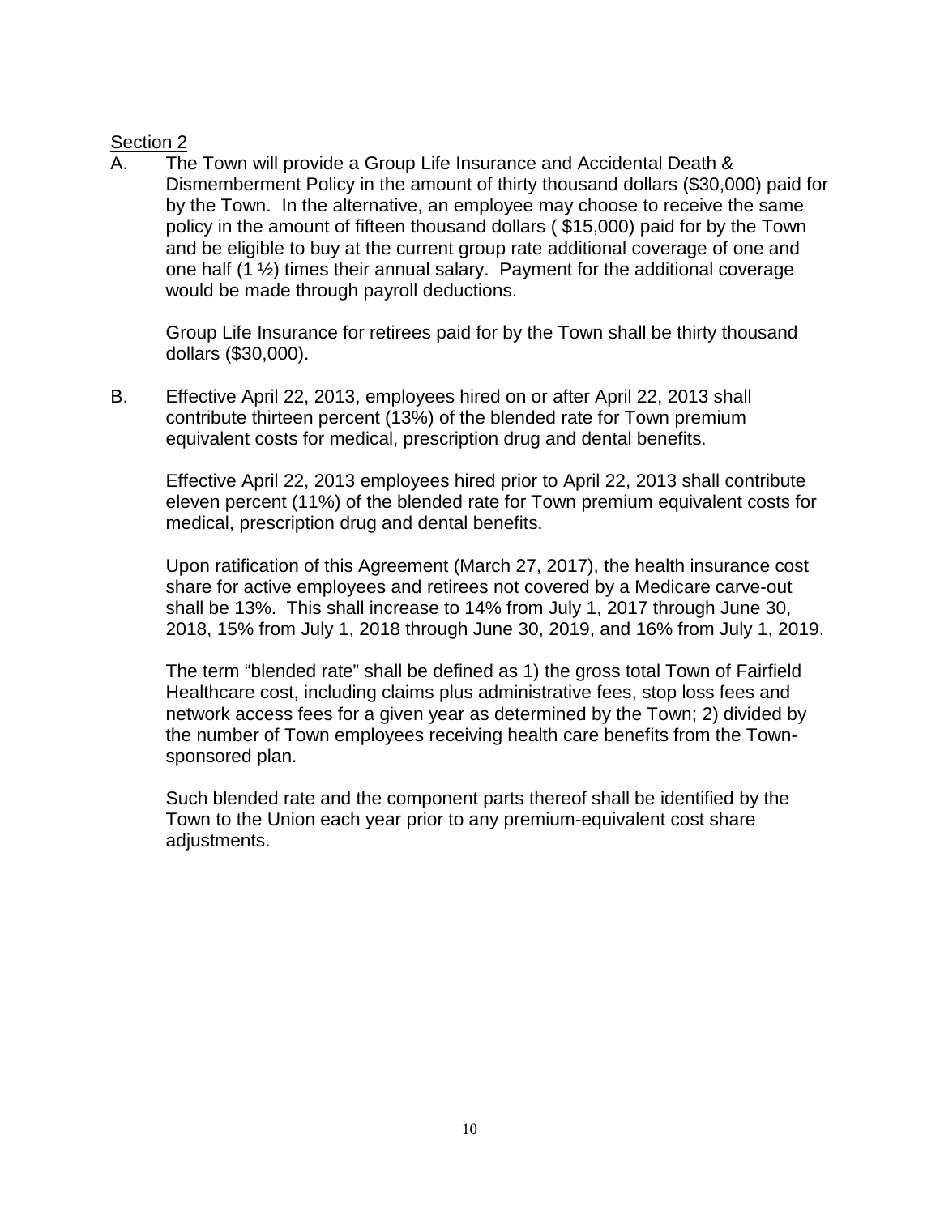Section 2

A. The Town will provide a Group Life Insurance and Accidental Death & Dismemberment Policy in the amount of thirty thousand dollars ($30,000) paid for by the Town. In the alternative, an employee may choose to receive the same policy in the amount of fifteen thousand dollars ( $15,000) paid for by the Town and be eligible to buy at the current group rate additional coverage of one and one half (1 ½) times their annual salary. Payment for the additional coverage would be made through payroll deductions.

Group Life Insurance for retirees paid for by the Town shall be thirty thousand dollars ($30,000).

B. Effective April 22, 2013, employees hired on or after April 22, 2013 shall contribute thirteen percent (13%) of the blended rate for Town premium equivalent costs for medical, prescription drug and dental benefits.

Effective April 22, 2013 employees hired prior to April 22, 2013 shall contribute eleven percent (11%) of the blended rate for Town premium equivalent costs for medical, prescription drug and dental benefits.

Upon ratification of this Agreement (March 27, 2017), the health insurance cost share for active employees and retirees not covered by a Medicare carve-out shall be 13%. This shall increase to 14% from July 1, 2017 through June 30, 2018, 15% from July 1, 2018 through June 30, 2019, and 16% from July 1, 2019.

The term "blended rate" shall be defined as 1) the gross total Town of Fairfield Healthcare cost, including claims plus administrative fees, stop loss fees and network access fees for a given year as determined by the Town; 2) divided by the number of Town employees receiving health care benefits from the Town-sponsored plan.

Such blended rate and the component parts thereof shall be identified by the Town to the Union each year prior to any premium-equivalent cost share adjustments.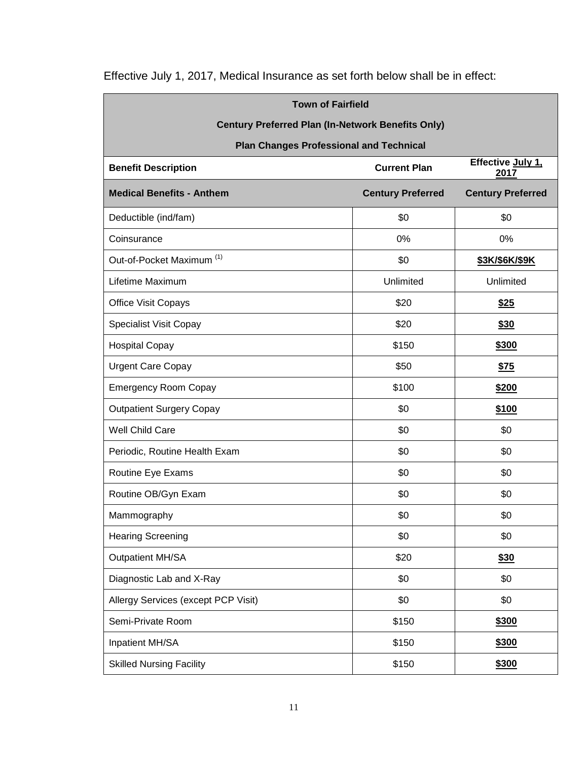Effective July 1, 2017, Medical Insurance as set forth below shall be in effect:

| Town of Fairfield<br>Century Preferred Plan (In-Network Benefits Only)<br>Plan Changes Professional and Technical | | |
|---|---|---|
| **Benefit Description** | **Current Plan** | **Effective July 1, 2017** |
| **Medical Benefits - Anthem** | **Century Preferred** | **Century Preferred** |
| Deductible (ind/fam) | $0 | $0 |
| Coinsurance | 0% | 0% |
| Out-of-Pocket Maximum (1) | $0 | **$3K/$6K/$9K** |
| Lifetime Maximum | Unlimited | Unlimited |
| Office Visit Copays | $20 | **$25** |
| Specialist Visit Copay | $20 | **$30** |
| Hospital Copay | $150 | **$300** |
| Urgent Care Copay | $50 | **$75** |
| Emergency Room Copay | $100 | **$200** |
| Outpatient Surgery Copay | $0 | **$100** |
| Well Child Care | $0 | $0 |
| Periodic, Routine Health Exam | $0 | $0 |
| Routine Eye Exams | $0 | $0 |
| Routine OB/Gyn Exam | $0 | $0 |
| Mammography | $0 | $0 |
| Hearing Screening | $0 | $0 |
| Outpatient MH/SA | $20 | **$30** |
| Diagnostic Lab and X-Ray | $0 | $0 |
| Allergy Services (except PCP Visit) | $0 | $0 |
| Semi-Private Room | $150 | **$300** |
| Inpatient MH/SA | $150 | **$300** |
| Skilled Nursing Facility | $150 | **$300** |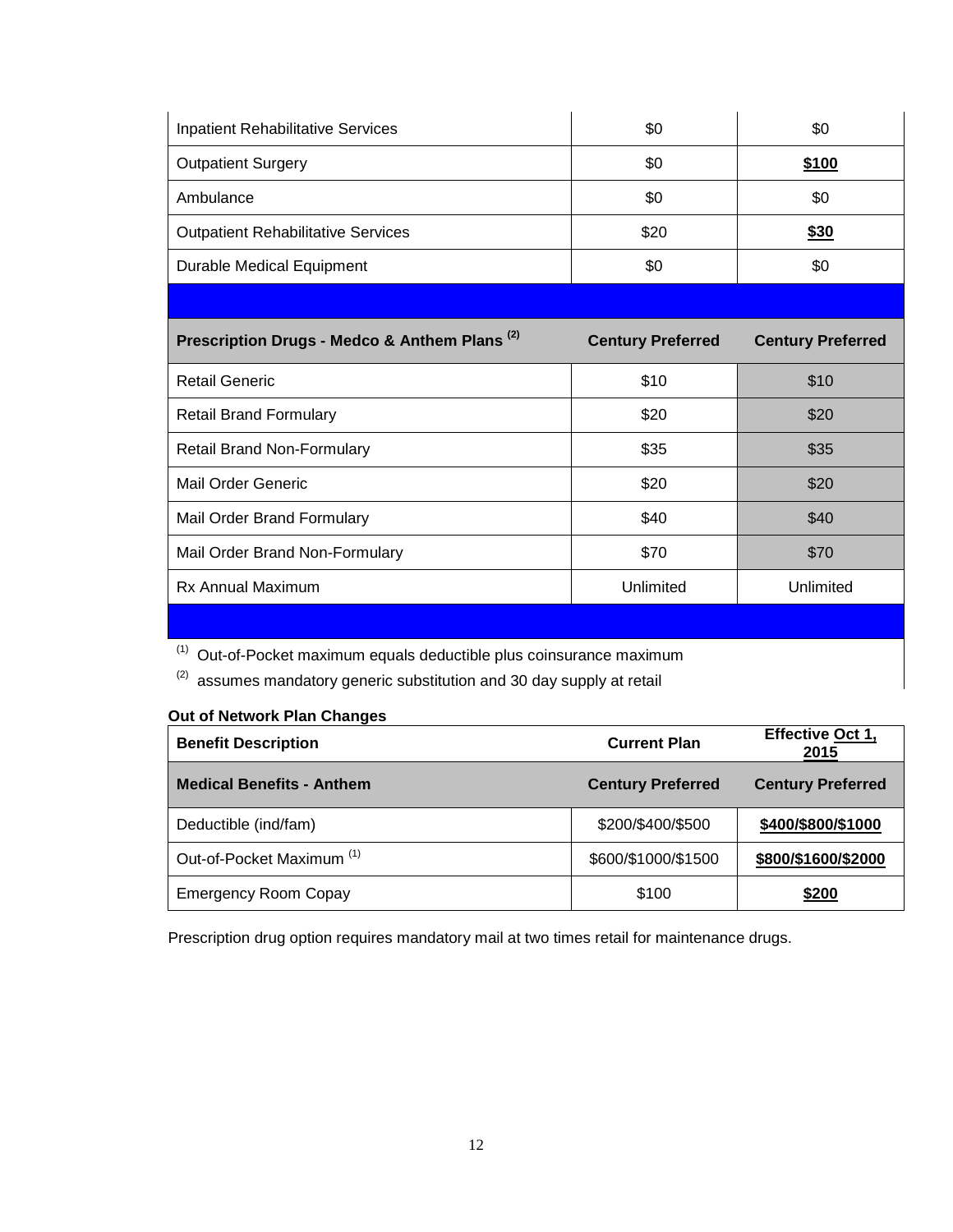| | | |
|---|---|---|
| Inpatient Rehabilitative Services | $0 | $0 |
| Outpatient Surgery | $0 | **$100** |
| Ambulance | $0 | $0 |
| Outpatient Rehabilitative Services | $20 | **$30** |
| Durable Medical Equipment | $0 | $0 |
| | | |
| **Prescription Drugs - Medco & Anthem Plans (2)** | **Century Preferred** | **Century Preferred** |
| Retail Generic | $10 | $10 |
| Retail Brand Formulary | $20 | $20 |
| Retail Brand Non-Formulary | $35 | $35 |
| Mail Order Generic | $20 | $20 |
| Mail Order Brand Formulary | $40 | $40 |
| Mail Order Brand Non-Formulary | $70 | $70 |
| Rx Annual Maximum | Unlimited | Unlimited |

(1) Out-of-Pocket maximum equals deductible plus coinsurance maximum

(2) assumes mandatory generic substitution and 30 day supply at retail

**Out of Network Plan Changes**

| Benefit Description | Current Plan | Effective Oct 1, 2015 |
|---|---|---|
| **Medical Benefits - Anthem** | **Century Preferred** | **Century Preferred** |
| Deductible (ind/fam) | $200/$400/$500 | **$400/$800/$1000** |
| Out-of-Pocket Maximum (1) | $600/$1000/$1500 | **$800/$1600/$2000** |
| Emergency Room Copay | $100 | **$200** |

Prescription drug option requires mandatory mail at two times retail for maintenance drugs.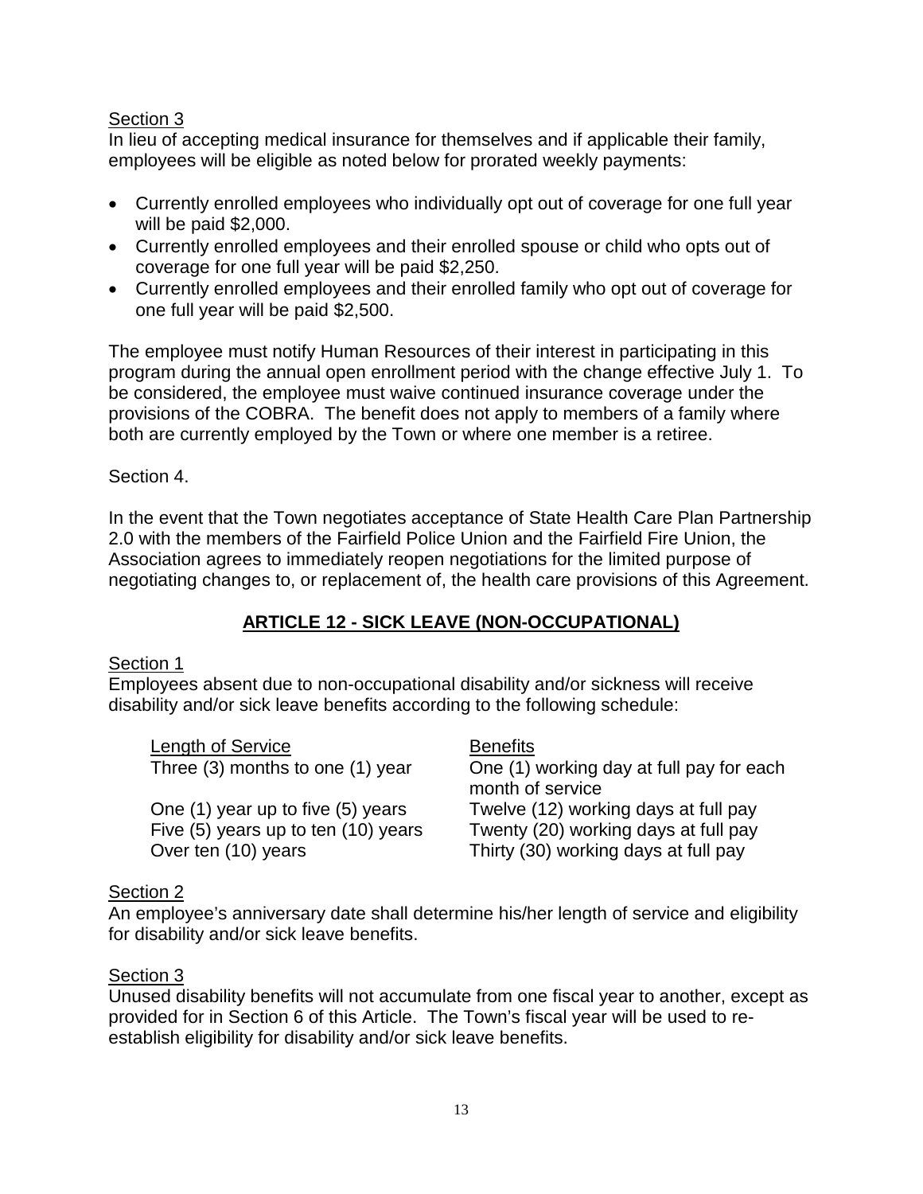Section 3

In lieu of accepting medical insurance for themselves and if applicable their family, employees will be eligible as noted below for prorated weekly payments:

- Currently enrolled employees who individually opt out of coverage for one full year will be paid $2,000.
- Currently enrolled employees and their enrolled spouse or child who opts out of coverage for one full year will be paid $2,250.
- Currently enrolled employees and their enrolled family who opt out of coverage for one full year will be paid $2,500.

The employee must notify Human Resources of their interest in participating in this program during the annual open enrollment period with the change effective July 1. To be considered, the employee must waive continued insurance coverage under the provisions of the COBRA. The benefit does not apply to members of a family where both are currently employed by the Town or where one member is a retiree.

Section 4.

In the event that the Town negotiates acceptance of State Health Care Plan Partnership 2.0 with the members of the Fairfield Police Union and the Fairfield Fire Union, the Association agrees to immediately reopen negotiations for the limited purpose of negotiating changes to, or replacement of, the health care provisions of this Agreement.

## ARTICLE 12 - SICK LEAVE (NON-OCCUPATIONAL)

Section 1

Employees absent due to non-occupational disability and/or sickness will receive disability and/or sick leave benefits according to the following schedule:

| Length of Service | Benefits |
|---|---|
| Three (3) months to one (1) year | One (1) working day at full pay for each month of service |
| One (1) year up to five (5) years | Twelve (12) working days at full pay |
| Five (5) years up to ten (10) years | Twenty (20) working days at full pay |
| Over ten (10) years | Thirty (30) working days at full pay |

Section 2

An employee's anniversary date shall determine his/her length of service and eligibility for disability and/or sick leave benefits.

Section 3

Unused disability benefits will not accumulate from one fiscal year to another, except as provided for in Section 6 of this Article. The Town's fiscal year will be used to re-establish eligibility for disability and/or sick leave benefits.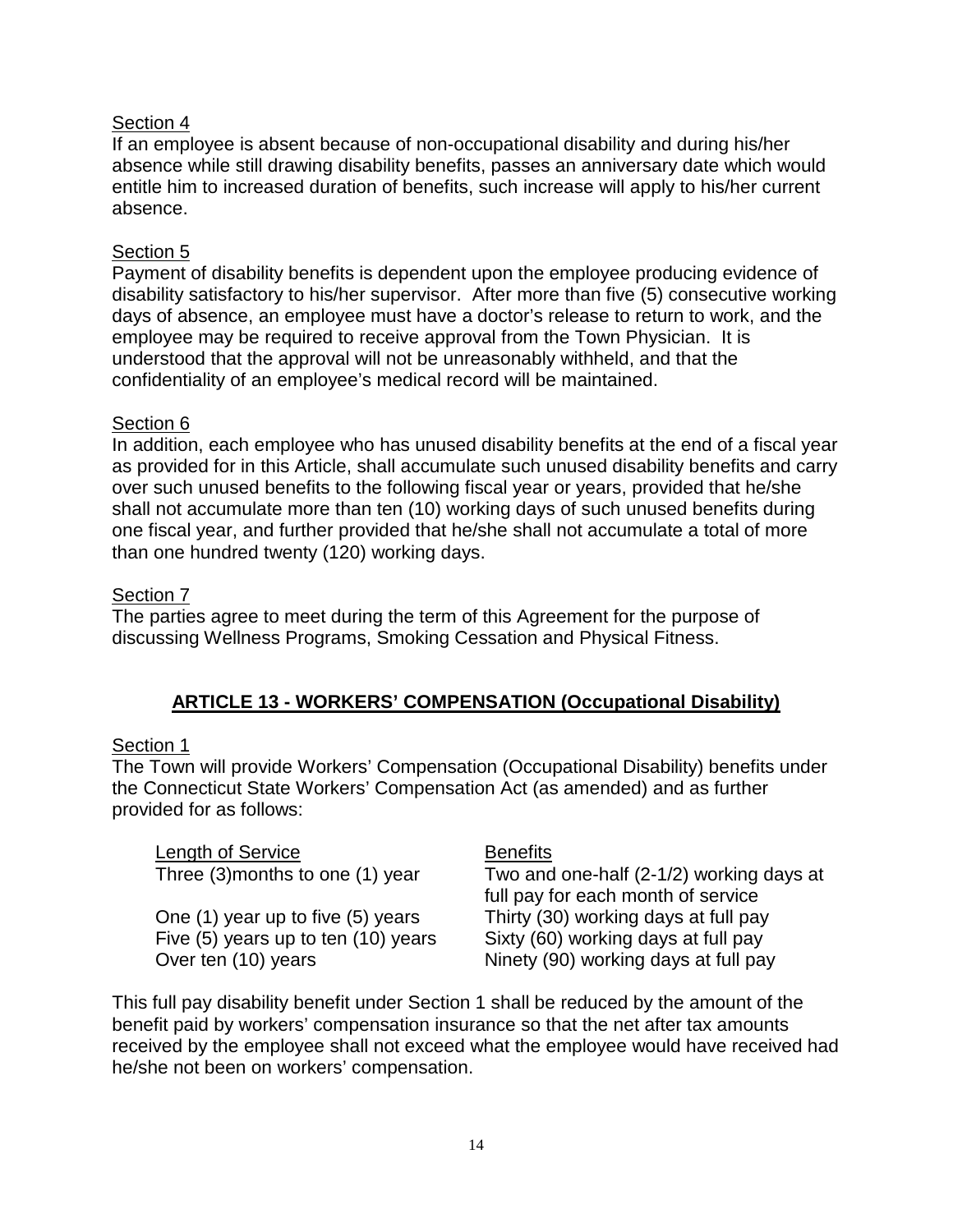Section 4

If an employee is absent because of non-occupational disability and during his/her absence while still drawing disability benefits, passes an anniversary date which would entitle him to increased duration of benefits, such increase will apply to his/her current absence.

Section 5

Payment of disability benefits is dependent upon the employee producing evidence of disability satisfactory to his/her supervisor. After more than five (5) consecutive working days of absence, an employee must have a doctor's release to return to work, and the employee may be required to receive approval from the Town Physician. It is understood that the approval will not be unreasonably withheld, and that the confidentiality of an employee's medical record will be maintained.

Section 6

In addition, each employee who has unused disability benefits at the end of a fiscal year as provided for in this Article, shall accumulate such unused disability benefits and carry over such unused benefits to the following fiscal year or years, provided that he/she shall not accumulate more than ten (10) working days of such unused benefits during one fiscal year, and further provided that he/she shall not accumulate a total of more than one hundred twenty (120) working days.

Section 7

The parties agree to meet during the term of this Agreement for the purpose of discussing Wellness Programs, Smoking Cessation and Physical Fitness.

## ARTICLE 13 - WORKERS' COMPENSATION (Occupational Disability)

Section 1

The Town will provide Workers' Compensation (Occupational Disability) benefits under the Connecticut State Workers' Compensation Act (as amended) and as further provided for as follows:

| Length of Service | Benefits |
|---|---|
| Three (3)months to one (1) year | Two and one-half (2-1/2) working days at full pay for each month of service |
| One (1) year up to five (5) years | Thirty (30) working days at full pay |
| Five (5) years up to ten (10) years | Sixty (60) working days at full pay |
| Over ten (10) years | Ninety (90) working days at full pay |

This full pay disability benefit under Section 1 shall be reduced by the amount of the benefit paid by workers' compensation insurance so that the net after tax amounts received by the employee shall not exceed what the employee would have received had he/she not been on workers' compensation.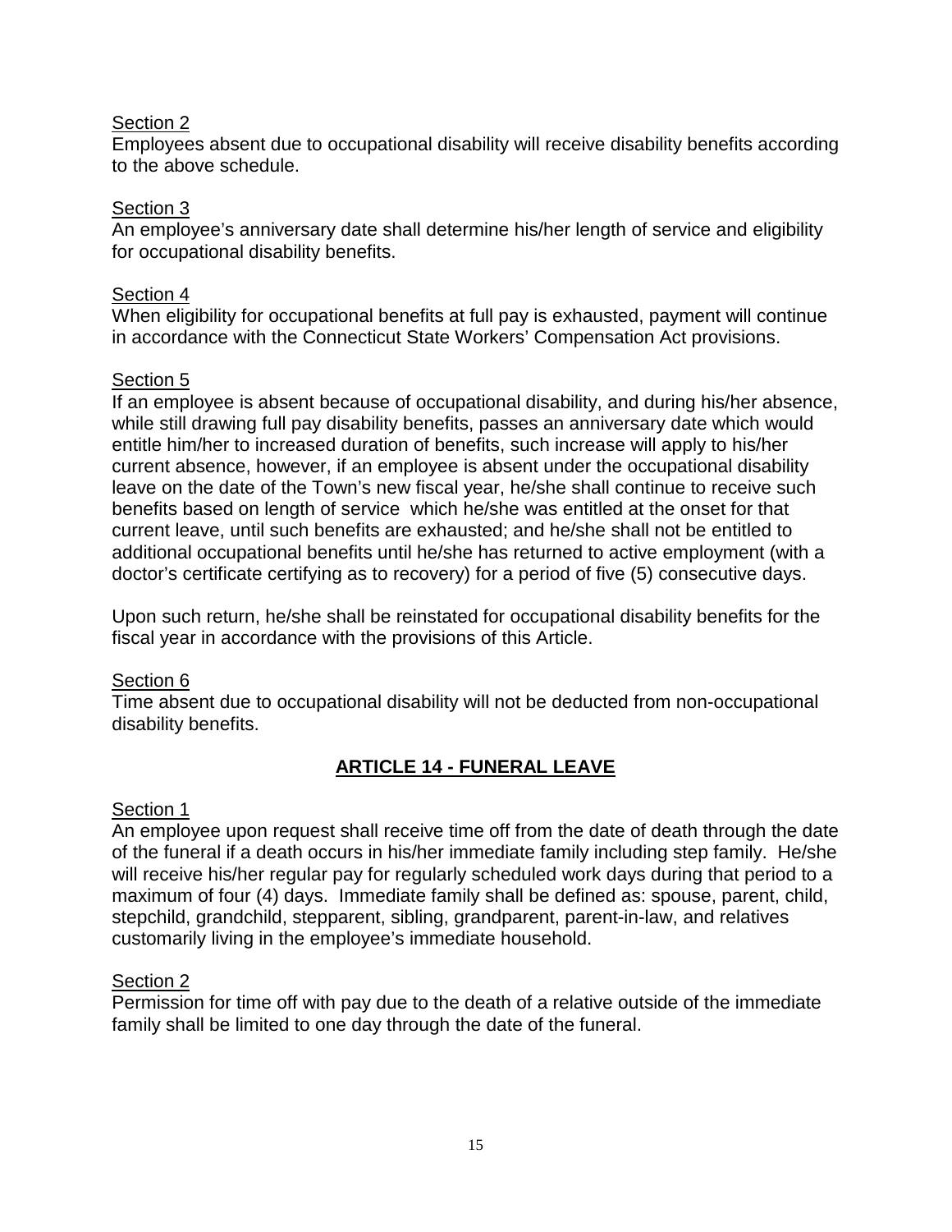Section 2

Employees absent due to occupational disability will receive disability benefits according to the above schedule.

Section 3

An employee's anniversary date shall determine his/her length of service and eligibility for occupational disability benefits.

Section 4

When eligibility for occupational benefits at full pay is exhausted, payment will continue in accordance with the Connecticut State Workers' Compensation Act provisions.

Section 5

If an employee is absent because of occupational disability, and during his/her absence, while still drawing full pay disability benefits, passes an anniversary date which would entitle him/her to increased duration of benefits, such increase will apply to his/her current absence, however, if an employee is absent under the occupational disability leave on the date of the Town's new fiscal year, he/she shall continue to receive such benefits based on length of service which he/she was entitled at the onset for that current leave, until such benefits are exhausted; and he/she shall not be entitled to additional occupational benefits until he/she has returned to active employment (with a doctor's certificate certifying as to recovery) for a period of five (5) consecutive days.

Upon such return, he/she shall be reinstated for occupational disability benefits for the fiscal year in accordance with the provisions of this Article.

Section 6

Time absent due to occupational disability will not be deducted from non-occupational disability benefits.

## ARTICLE 14 - FUNERAL LEAVE

Section 1

An employee upon request shall receive time off from the date of death through the date of the funeral if a death occurs in his/her immediate family including step family. He/she will receive his/her regular pay for regularly scheduled work days during that period to a maximum of four (4) days. Immediate family shall be defined as: spouse, parent, child, stepchild, grandchild, stepparent, sibling, grandparent, parent-in-law, and relatives customarily living in the employee's immediate household.

Section 2

Permission for time off with pay due to the death of a relative outside of the immediate family shall be limited to one day through the date of the funeral.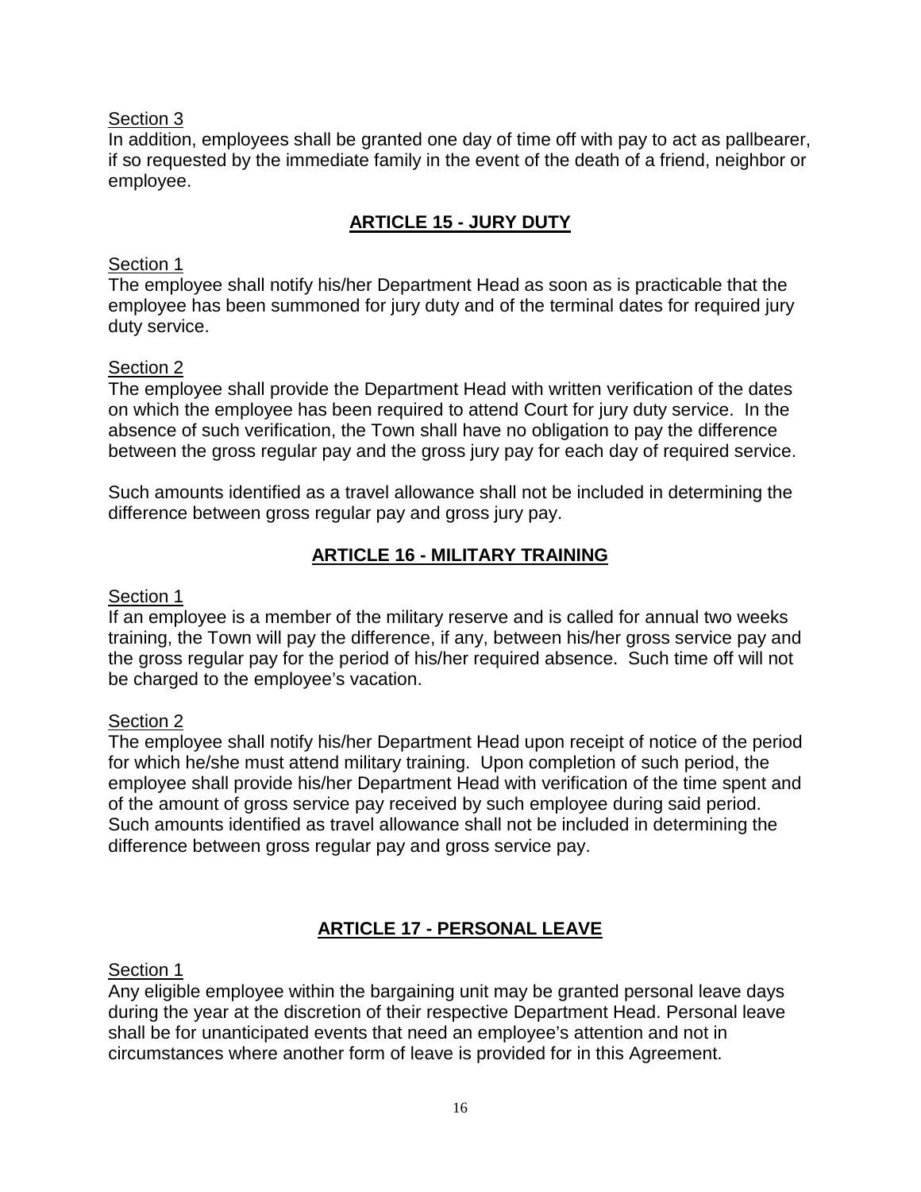Section 3

In addition, employees shall be granted one day of time off with pay to act as pallbearer, if so requested by the immediate family in the event of the death of a friend, neighbor or employee.

## ARTICLE 15 - JURY DUTY

Section 1

The employee shall notify his/her Department Head as soon as is practicable that the employee has been summoned for jury duty and of the terminal dates for required jury duty service.

Section 2

The employee shall provide the Department Head with written verification of the dates on which the employee has been required to attend Court for jury duty service. In the absence of such verification, the Town shall have no obligation to pay the difference between the gross regular pay and the gross jury pay for each day of required service.

Such amounts identified as a travel allowance shall not be included in determining the difference between gross regular pay and gross jury pay.

## ARTICLE 16 - MILITARY TRAINING

Section 1

If an employee is a member of the military reserve and is called for annual two weeks training, the Town will pay the difference, if any, between his/her gross service pay and the gross regular pay for the period of his/her required absence. Such time off will not be charged to the employee's vacation.

Section 2

The employee shall notify his/her Department Head upon receipt of notice of the period for which he/she must attend military training. Upon completion of such period, the employee shall provide his/her Department Head with verification of the time spent and of the amount of gross service pay received by such employee during said period. Such amounts identified as travel allowance shall not be included in determining the difference between gross regular pay and gross service pay.

## ARTICLE 17 - PERSONAL LEAVE

Section 1

Any eligible employee within the bargaining unit may be granted personal leave days during the year at the discretion of their respective Department Head. Personal leave shall be for unanticipated events that need an employee's attention and not in circumstances where another form of leave is provided for in this Agreement.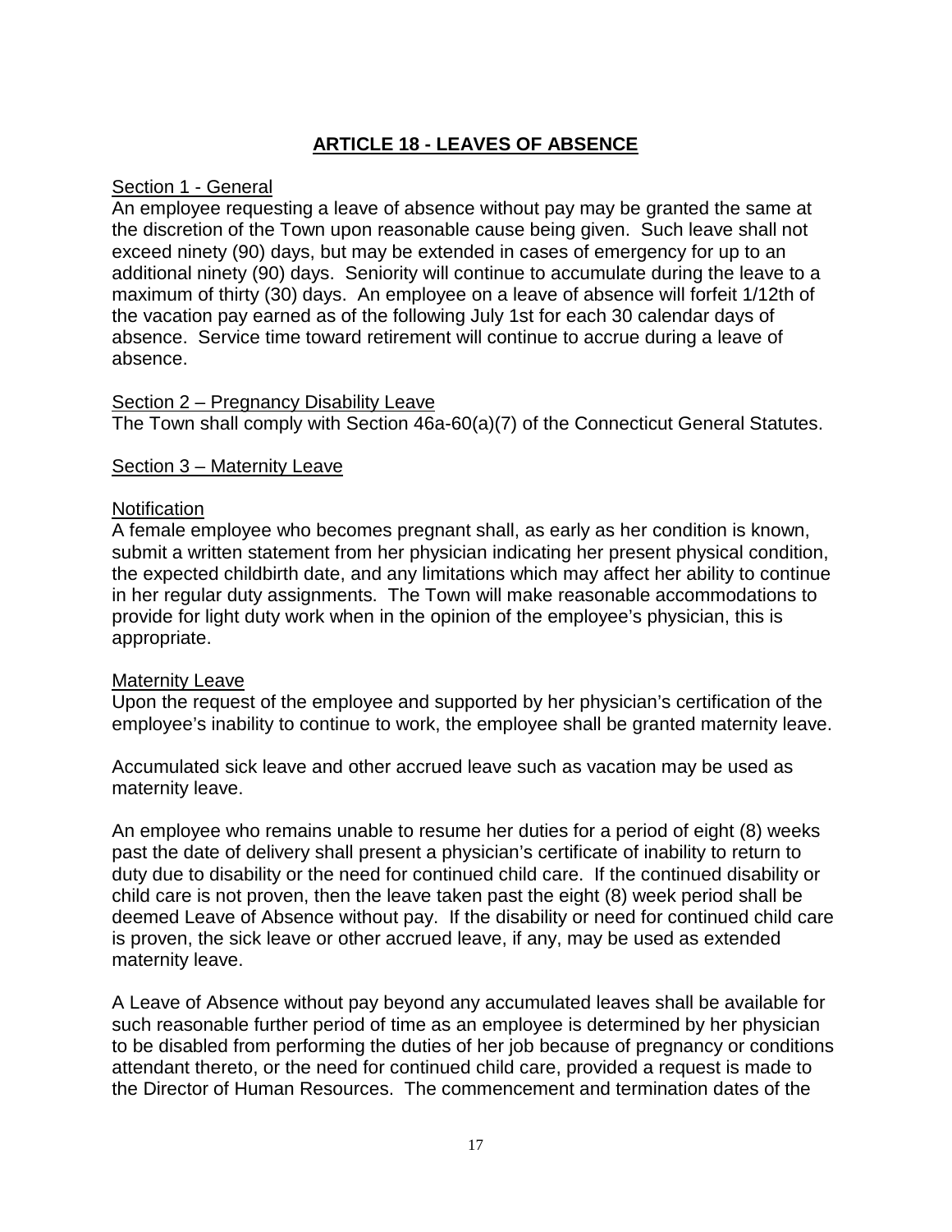# ARTICLE 18 - LEAVES OF ABSENCE

Section 1 - General

An employee requesting a leave of absence without pay may be granted the same at the discretion of the Town upon reasonable cause being given. Such leave shall not exceed ninety (90) days, but may be extended in cases of emergency for up to an additional ninety (90) days. Seniority will continue to accumulate during the leave to a maximum of thirty (30) days. An employee on a leave of absence will forfeit 1/12th of the vacation pay earned as of the following July 1st for each 30 calendar days of absence. Service time toward retirement will continue to accrue during a leave of absence.

Section 2 – Pregnancy Disability Leave

The Town shall comply with Section 46a-60(a)(7) of the Connecticut General Statutes.

Section 3 – Maternity Leave

Notification

A female employee who becomes pregnant shall, as early as her condition is known, submit a written statement from her physician indicating her present physical condition, the expected childbirth date, and any limitations which may affect her ability to continue in her regular duty assignments. The Town will make reasonable accommodations to provide for light duty work when in the opinion of the employee's physician, this is appropriate.

Maternity Leave

Upon the request of the employee and supported by her physician's certification of the employee's inability to continue to work, the employee shall be granted maternity leave.

Accumulated sick leave and other accrued leave such as vacation may be used as maternity leave.

An employee who remains unable to resume her duties for a period of eight (8) weeks past the date of delivery shall present a physician's certificate of inability to return to duty due to disability or the need for continued child care. If the continued disability or child care is not proven, then the leave taken past the eight (8) week period shall be deemed Leave of Absence without pay. If the disability or need for continued child care is proven, the sick leave or other accrued leave, if any, may be used as extended maternity leave.

A Leave of Absence without pay beyond any accumulated leaves shall be available for such reasonable further period of time as an employee is determined by her physician to be disabled from performing the duties of her job because of pregnancy or conditions attendant thereto, or the need for continued child care, provided a request is made to the Director of Human Resources. The commencement and termination dates of the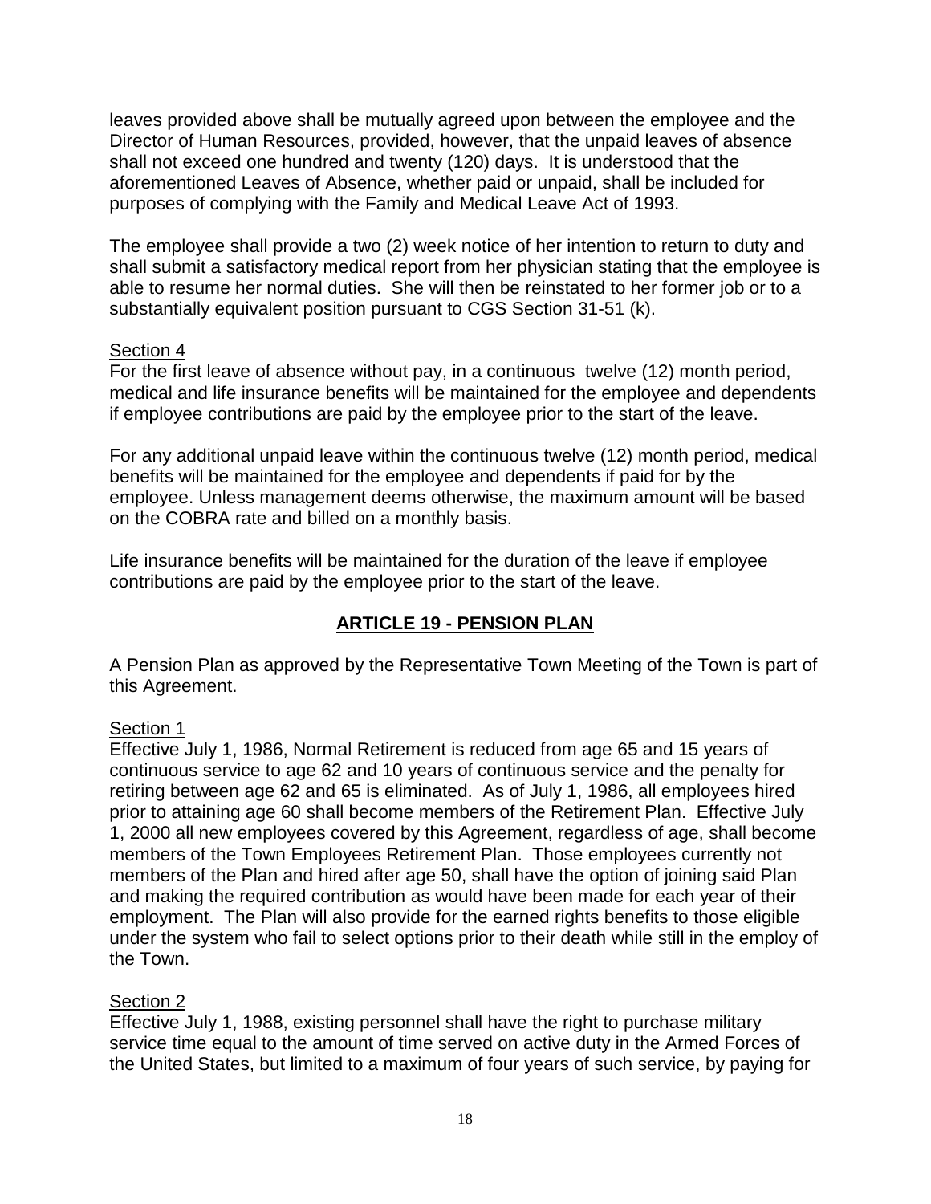leaves provided above shall be mutually agreed upon between the employee and the Director of Human Resources, provided, however, that the unpaid leaves of absence shall not exceed one hundred and twenty (120) days. It is understood that the aforementioned Leaves of Absence, whether paid or unpaid, shall be included for purposes of complying with the Family and Medical Leave Act of 1993.

The employee shall provide a two (2) week notice of her intention to return to duty and shall submit a satisfactory medical report from her physician stating that the employee is able to resume her normal duties. She will then be reinstated to her former job or to a substantially equivalent position pursuant to CGS Section 31-51 (k).

Section 4

For the first leave of absence without pay, in a continuous twelve (12) month period, medical and life insurance benefits will be maintained for the employee and dependents if employee contributions are paid by the employee prior to the start of the leave.

For any additional unpaid leave within the continuous twelve (12) month period, medical benefits will be maintained for the employee and dependents if paid for by the employee. Unless management deems otherwise, the maximum amount will be based on the COBRA rate and billed on a monthly basis.

Life insurance benefits will be maintained for the duration of the leave if employee contributions are paid by the employee prior to the start of the leave.

## ARTICLE 19 - PENSION PLAN

A Pension Plan as approved by the Representative Town Meeting of the Town is part of this Agreement.

Section 1

Effective July 1, 1986, Normal Retirement is reduced from age 65 and 15 years of continuous service to age 62 and 10 years of continuous service and the penalty for retiring between age 62 and 65 is eliminated. As of July 1, 1986, all employees hired prior to attaining age 60 shall become members of the Retirement Plan. Effective July 1, 2000 all new employees covered by this Agreement, regardless of age, shall become members of the Town Employees Retirement Plan. Those employees currently not members of the Plan and hired after age 50, shall have the option of joining said Plan and making the required contribution as would have been made for each year of their employment. The Plan will also provide for the earned rights benefits to those eligible under the system who fail to select options prior to their death while still in the employ of the Town.

Section 2

Effective July 1, 1988, existing personnel shall have the right to purchase military service time equal to the amount of time served on active duty in the Armed Forces of the United States, but limited to a maximum of four years of such service, by paying for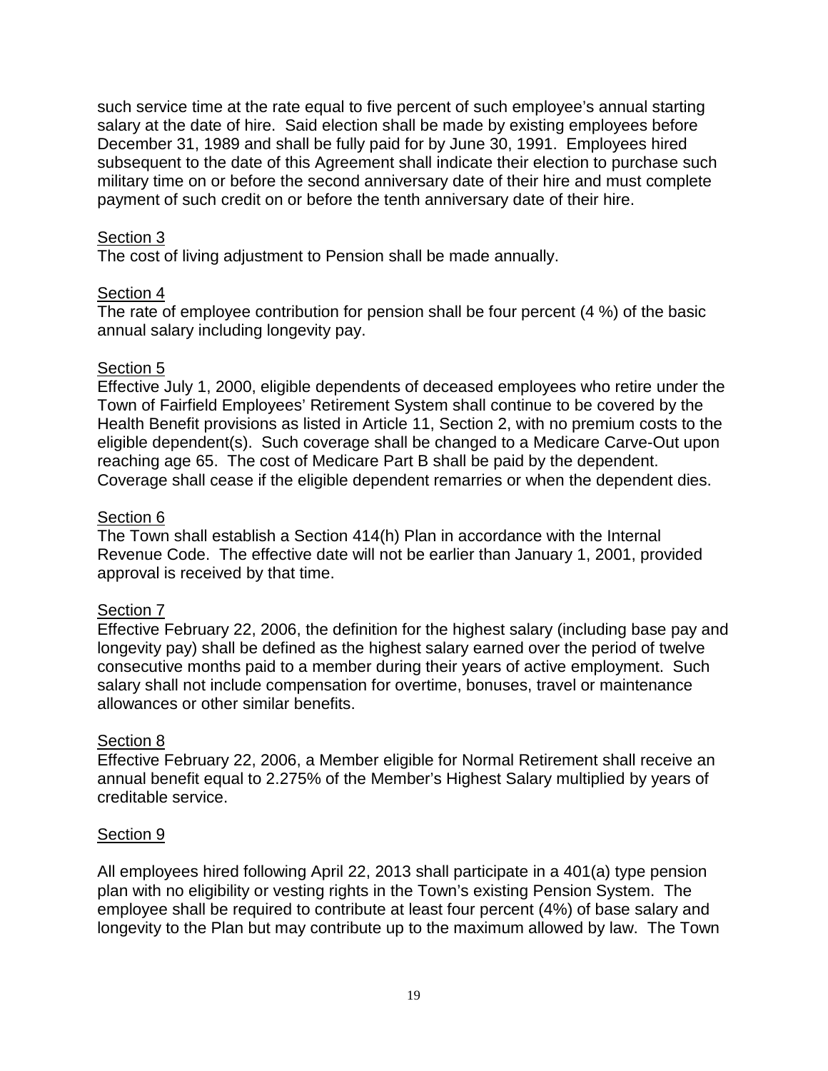such service time at the rate equal to five percent of such employee's annual starting salary at the date of hire. Said election shall be made by existing employees before December 31, 1989 and shall be fully paid for by June 30, 1991. Employees hired subsequent to the date of this Agreement shall indicate their election to purchase such military time on or before the second anniversary date of their hire and must complete payment of such credit on or before the tenth anniversary date of their hire.

Section 3

The cost of living adjustment to Pension shall be made annually.

Section 4

The rate of employee contribution for pension shall be four percent (4 %) of the basic annual salary including longevity pay.

Section 5

Effective July 1, 2000, eligible dependents of deceased employees who retire under the Town of Fairfield Employees' Retirement System shall continue to be covered by the Health Benefit provisions as listed in Article 11, Section 2, with no premium costs to the eligible dependent(s). Such coverage shall be changed to a Medicare Carve-Out upon reaching age 65. The cost of Medicare Part B shall be paid by the dependent. Coverage shall cease if the eligible dependent remarries or when the dependent dies.

Section 6

The Town shall establish a Section 414(h) Plan in accordance with the Internal Revenue Code. The effective date will not be earlier than January 1, 2001, provided approval is received by that time.

Section 7

Effective February 22, 2006, the definition for the highest salary (including base pay and longevity pay) shall be defined as the highest salary earned over the period of twelve consecutive months paid to a member during their years of active employment. Such salary shall not include compensation for overtime, bonuses, travel or maintenance allowances or other similar benefits.

Section 8

Effective February 22, 2006, a Member eligible for Normal Retirement shall receive an annual benefit equal to 2.275% of the Member's Highest Salary multiplied by years of creditable service.

Section 9

All employees hired following April 22, 2013 shall participate in a 401(a) type pension plan with no eligibility or vesting rights in the Town's existing Pension System. The employee shall be required to contribute at least four percent (4%) of base salary and longevity to the Plan but may contribute up to the maximum allowed by law. The Town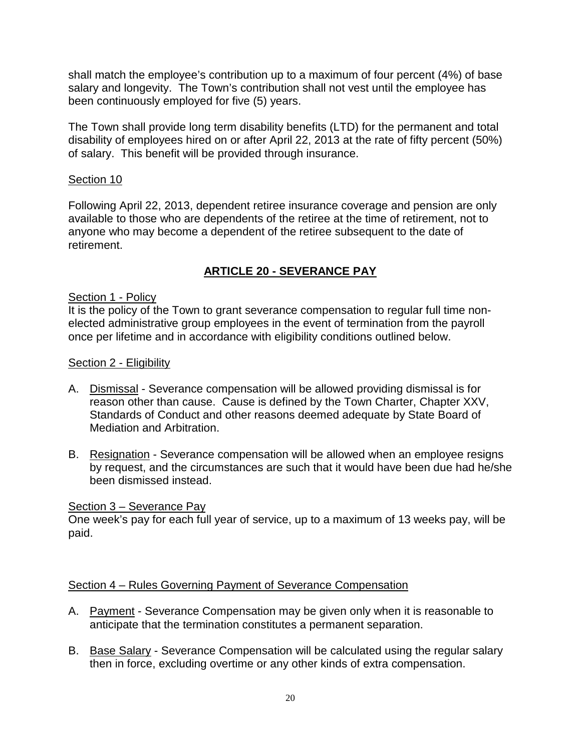shall match the employee's contribution up to a maximum of four percent (4%) of base salary and longevity. The Town's contribution shall not vest until the employee has been continuously employed for five (5) years.

The Town shall provide long term disability benefits (LTD) for the permanent and total disability of employees hired on or after April 22, 2013 at the rate of fifty percent (50%) of salary. This benefit will be provided through insurance.

Section 10

Following April 22, 2013, dependent retiree insurance coverage and pension are only available to those who are dependents of the retiree at the time of retirement, not to anyone who may become a dependent of the retiree subsequent to the date of retirement.

## ARTICLE 20 - SEVERANCE PAY

Section 1 - Policy

It is the policy of the Town to grant severance compensation to regular full time non-elected administrative group employees in the event of termination from the payroll once per lifetime and in accordance with eligibility conditions outlined below.

Section 2 - Eligibility

A. Dismissal - Severance compensation will be allowed providing dismissal is for reason other than cause. Cause is defined by the Town Charter, Chapter XXV, Standards of Conduct and other reasons deemed adequate by State Board of Mediation and Arbitration.

B. Resignation - Severance compensation will be allowed when an employee resigns by request, and the circumstances are such that it would have been due had he/she been dismissed instead.

Section 3 – Severance Pay

One week's pay for each full year of service, up to a maximum of 13 weeks pay, will be paid.

Section 4 – Rules Governing Payment of Severance Compensation

A. Payment - Severance Compensation may be given only when it is reasonable to anticipate that the termination constitutes a permanent separation.

B. Base Salary - Severance Compensation will be calculated using the regular salary then in force, excluding overtime or any other kinds of extra compensation.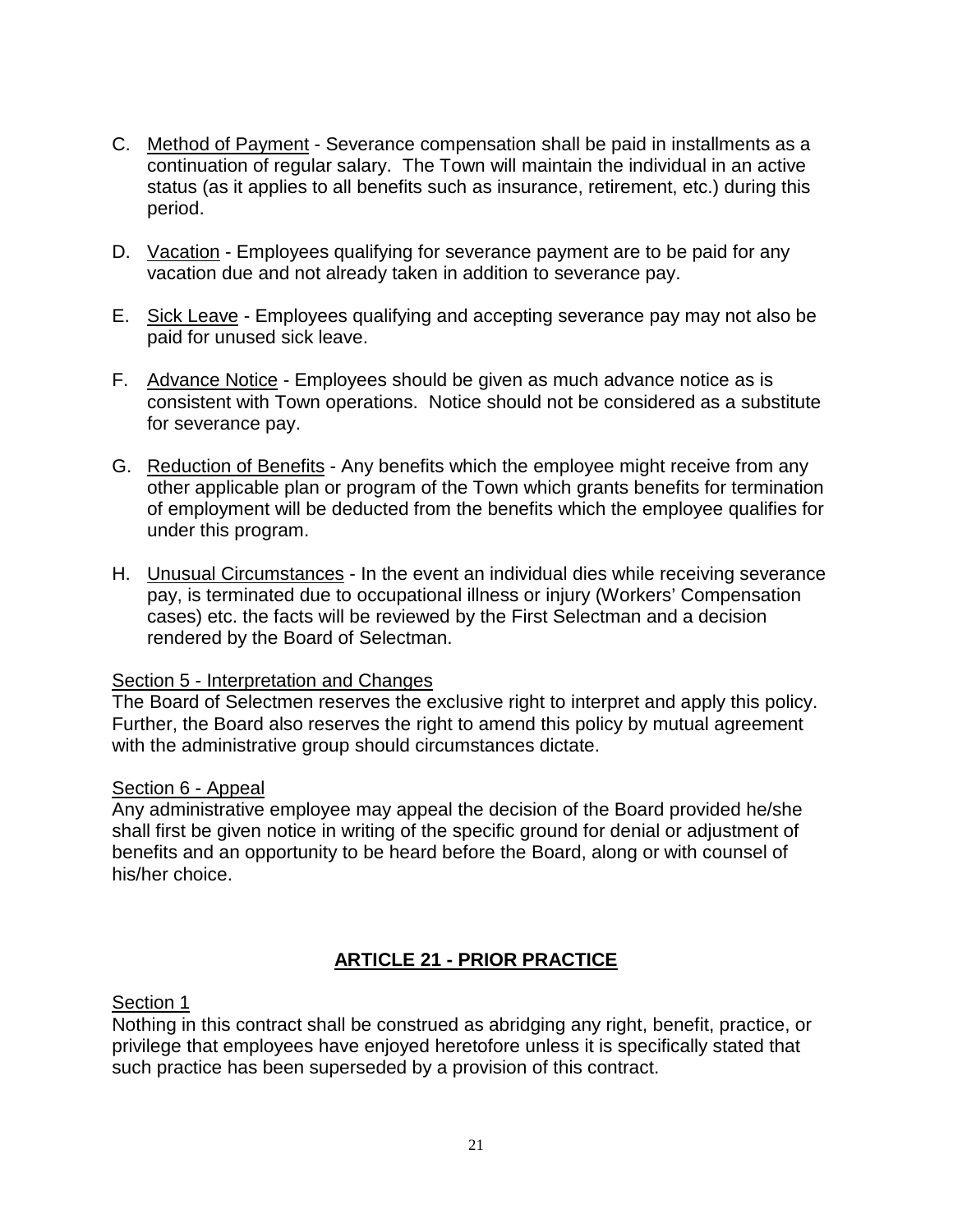C. Method of Payment - Severance compensation shall be paid in installments as a continuation of regular salary. The Town will maintain the individual in an active status (as it applies to all benefits such as insurance, retirement, etc.) during this period.

D. Vacation - Employees qualifying for severance payment are to be paid for any vacation due and not already taken in addition to severance pay.

E. Sick Leave - Employees qualifying and accepting severance pay may not also be paid for unused sick leave.

F. Advance Notice - Employees should be given as much advance notice as is consistent with Town operations. Notice should not be considered as a substitute for severance pay.

G. Reduction of Benefits - Any benefits which the employee might receive from any other applicable plan or program of the Town which grants benefits for termination of employment will be deducted from the benefits which the employee qualifies for under this program.

H. Unusual Circumstances - In the event an individual dies while receiving severance pay, is terminated due to occupational illness or injury (Workers' Compensation cases) etc. the facts will be reviewed by the First Selectman and a decision rendered by the Board of Selectman.

Section 5 - Interpretation and Changes

The Board of Selectmen reserves the exclusive right to interpret and apply this policy. Further, the Board also reserves the right to amend this policy by mutual agreement with the administrative group should circumstances dictate.

Section 6 - Appeal

Any administrative employee may appeal the decision of the Board provided he/she shall first be given notice in writing of the specific ground for denial or adjustment of benefits and an opportunity to be heard before the Board, along or with counsel of his/her choice.

## ARTICLE 21 - PRIOR PRACTICE

Section 1

Nothing in this contract shall be construed as abridging any right, benefit, practice, or privilege that employees have enjoyed heretofore unless it is specifically stated that such practice has been superseded by a provision of this contract.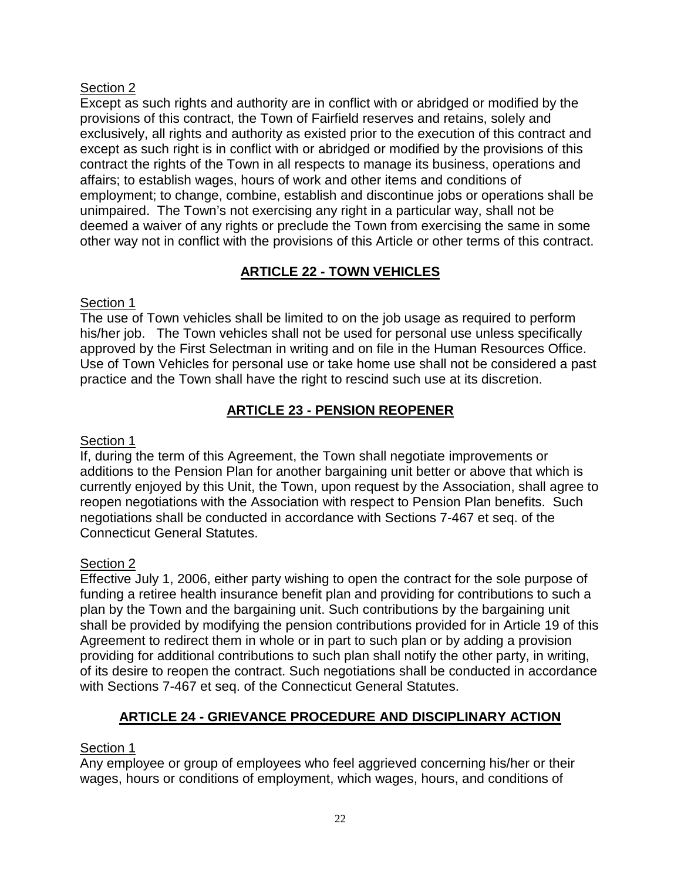Section 2

Except as such rights and authority are in conflict with or abridged or modified by the provisions of this contract, the Town of Fairfield reserves and retains, solely and exclusively, all rights and authority as existed prior to the execution of this contract and except as such right is in conflict with or abridged or modified by the provisions of this contract the rights of the Town in all respects to manage its business, operations and affairs; to establish wages, hours of work and other items and conditions of employment; to change, combine, establish and discontinue jobs or operations shall be unimpaired. The Town's not exercising any right in a particular way, shall not be deemed a waiver of any rights or preclude the Town from exercising the same in some other way not in conflict with the provisions of this Article or other terms of this contract.

## ARTICLE 22 - TOWN VEHICLES

Section 1

The use of Town vehicles shall be limited to on the job usage as required to perform his/her job. The Town vehicles shall not be used for personal use unless specifically approved by the First Selectman in writing and on file in the Human Resources Office. Use of Town Vehicles for personal use or take home use shall not be considered a past practice and the Town shall have the right to rescind such use at its discretion.

## ARTICLE 23 - PENSION REOPENER

Section 1

If, during the term of this Agreement, the Town shall negotiate improvements or additions to the Pension Plan for another bargaining unit better or above that which is currently enjoyed by this Unit, the Town, upon request by the Association, shall agree to reopen negotiations with the Association with respect to Pension Plan benefits. Such negotiations shall be conducted in accordance with Sections 7-467 et seq. of the Connecticut General Statutes.

Section 2

Effective July 1, 2006, either party wishing to open the contract for the sole purpose of funding a retiree health insurance benefit plan and providing for contributions to such a plan by the Town and the bargaining unit. Such contributions by the bargaining unit shall be provided by modifying the pension contributions provided for in Article 19 of this Agreement to redirect them in whole or in part to such plan or by adding a provision providing for additional contributions to such plan shall notify the other party, in writing, of its desire to reopen the contract. Such negotiations shall be conducted in accordance with Sections 7-467 et seq. of the Connecticut General Statutes.

## ARTICLE 24 - GRIEVANCE PROCEDURE AND DISCIPLINARY ACTION

Section 1

Any employee or group of employees who feel aggrieved concerning his/her or their wages, hours or conditions of employment, which wages, hours, and conditions of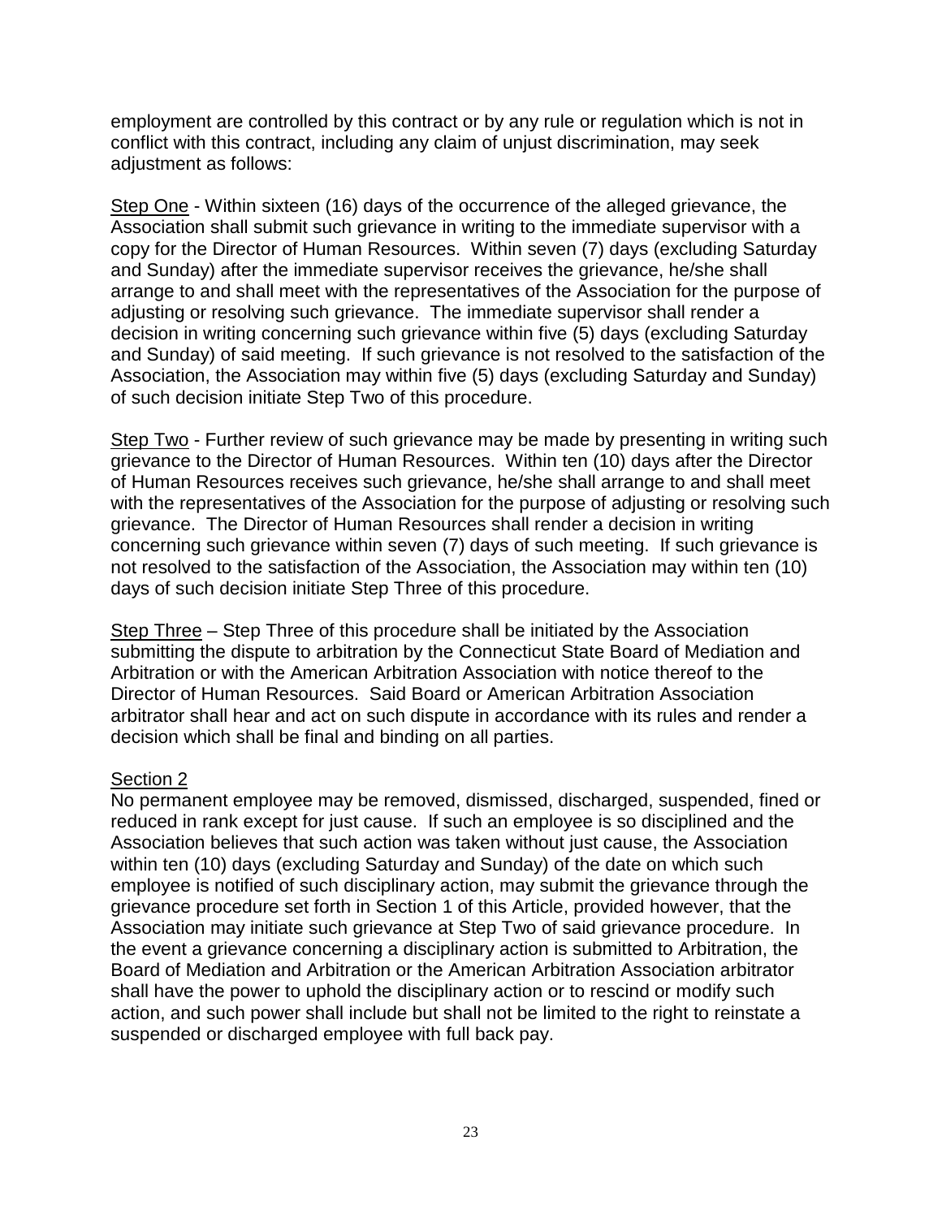employment are controlled by this contract or by any rule or regulation which is not in conflict with this contract, including any claim of unjust discrimination, may seek adjustment as follows:

<u>Step One</u> - Within sixteen (16) days of the occurrence of the alleged grievance, the Association shall submit such grievance in writing to the immediate supervisor with a copy for the Director of Human Resources. Within seven (7) days (excluding Saturday and Sunday) after the immediate supervisor receives the grievance, he/she shall arrange to and shall meet with the representatives of the Association for the purpose of adjusting or resolving such grievance. The immediate supervisor shall render a decision in writing concerning such grievance within five (5) days (excluding Saturday and Sunday) of said meeting. If such grievance is not resolved to the satisfaction of the Association, the Association may within five (5) days (excluding Saturday and Sunday) of such decision initiate Step Two of this procedure.

<u>Step Two</u> - Further review of such grievance may be made by presenting in writing such grievance to the Director of Human Resources. Within ten (10) days after the Director of Human Resources receives such grievance, he/she shall arrange to and shall meet with the representatives of the Association for the purpose of adjusting or resolving such grievance. The Director of Human Resources shall render a decision in writing concerning such grievance within seven (7) days of such meeting. If such grievance is not resolved to the satisfaction of the Association, the Association may within ten (10) days of such decision initiate Step Three of this procedure.

<u>Step Three</u> – Step Three of this procedure shall be initiated by the Association submitting the dispute to arbitration by the Connecticut State Board of Mediation and Arbitration or with the American Arbitration Association with notice thereof to the Director of Human Resources. Said Board or American Arbitration Association arbitrator shall hear and act on such dispute in accordance with its rules and render a decision which shall be final and binding on all parties.

<u>Section 2</u>

No permanent employee may be removed, dismissed, discharged, suspended, fined or reduced in rank except for just cause. If such an employee is so disciplined and the Association believes that such action was taken without just cause, the Association within ten (10) days (excluding Saturday and Sunday) of the date on which such employee is notified of such disciplinary action, may submit the grievance through the grievance procedure set forth in Section 1 of this Article, provided however, that the Association may initiate such grievance at Step Two of said grievance procedure. In the event a grievance concerning a disciplinary action is submitted to Arbitration, the Board of Mediation and Arbitration or the American Arbitration Association arbitrator shall have the power to uphold the disciplinary action or to rescind or modify such action, and such power shall include but shall not be limited to the right to reinstate a suspended or discharged employee with full back pay.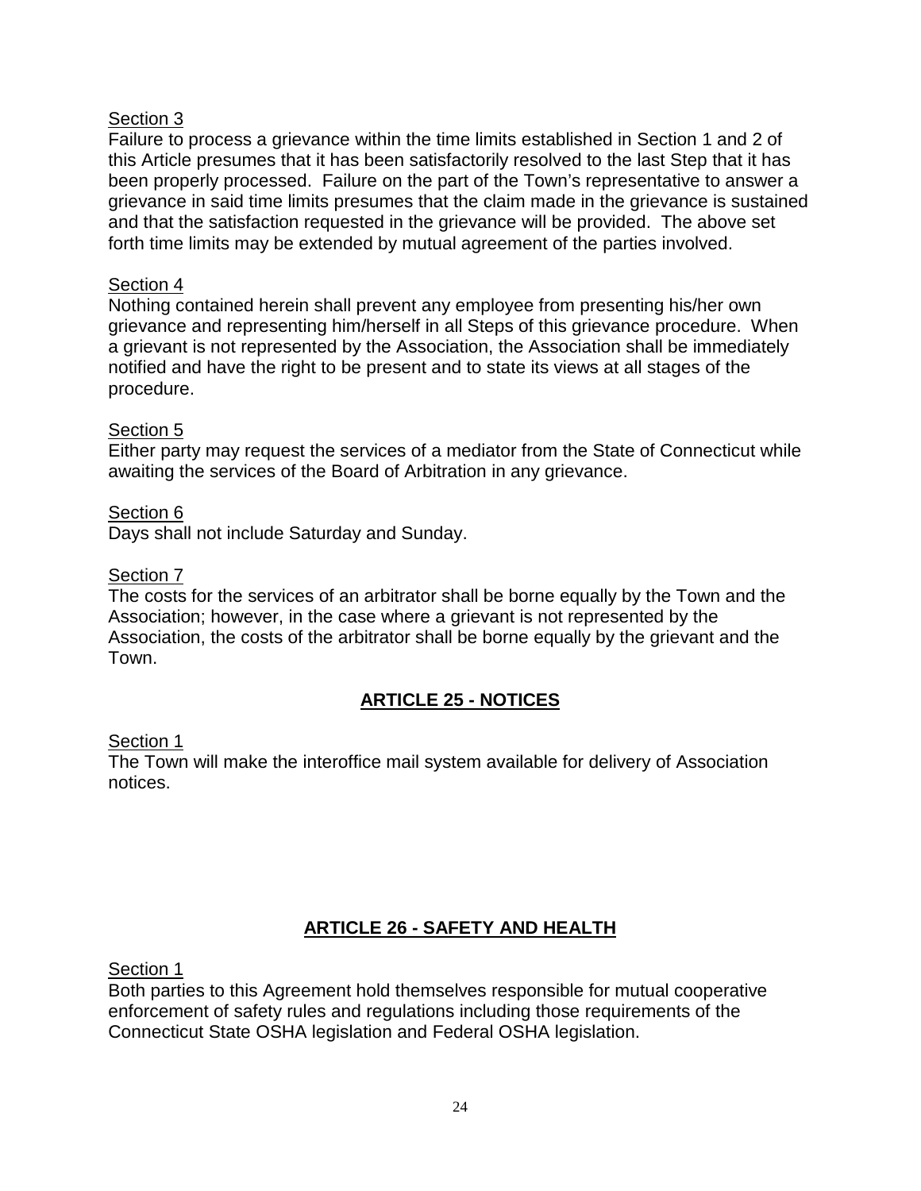Section 3

Failure to process a grievance within the time limits established in Section 1 and 2 of this Article presumes that it has been satisfactorily resolved to the last Step that it has been properly processed. Failure on the part of the Town's representative to answer a grievance in said time limits presumes that the claim made in the grievance is sustained and that the satisfaction requested in the grievance will be provided. The above set forth time limits may be extended by mutual agreement of the parties involved.

Section 4

Nothing contained herein shall prevent any employee from presenting his/her own grievance and representing him/herself in all Steps of this grievance procedure. When a grievant is not represented by the Association, the Association shall be immediately notified and have the right to be present and to state its views at all stages of the procedure.

Section 5

Either party may request the services of a mediator from the State of Connecticut while awaiting the services of the Board of Arbitration in any grievance.

Section 6

Days shall not include Saturday and Sunday.

Section 7

The costs for the services of an arbitrator shall be borne equally by the Town and the Association; however, in the case where a grievant is not represented by the Association, the costs of the arbitrator shall be borne equally by the grievant and the Town.

## ARTICLE 25 - NOTICES

Section 1

The Town will make the interoffice mail system available for delivery of Association notices.

## ARTICLE 26 - SAFETY AND HEALTH

Section 1

Both parties to this Agreement hold themselves responsible for mutual cooperative enforcement of safety rules and regulations including those requirements of the Connecticut State OSHA legislation and Federal OSHA legislation.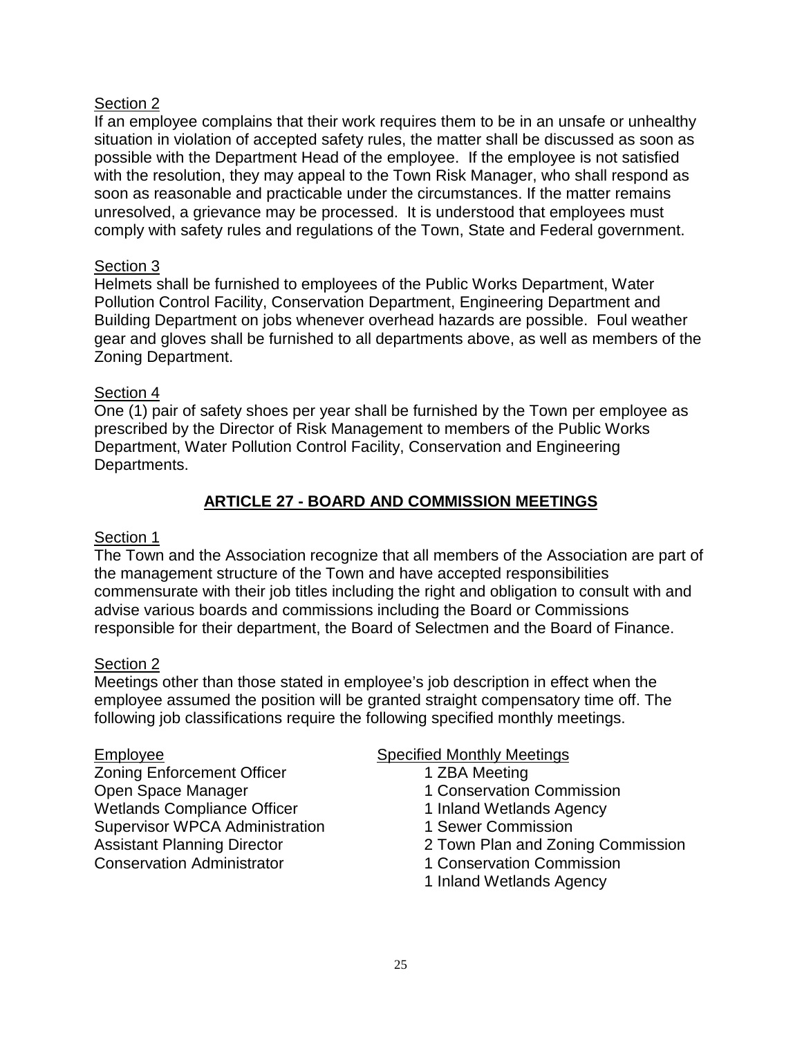Section 2

If an employee complains that their work requires them to be in an unsafe or unhealthy situation in violation of accepted safety rules, the matter shall be discussed as soon as possible with the Department Head of the employee. If the employee is not satisfied with the resolution, they may appeal to the Town Risk Manager, who shall respond as soon as reasonable and practicable under the circumstances. If the matter remains unresolved, a grievance may be processed. It is understood that employees must comply with safety rules and regulations of the Town, State and Federal government.

Section 3

Helmets shall be furnished to employees of the Public Works Department, Water Pollution Control Facility, Conservation Department, Engineering Department and Building Department on jobs whenever overhead hazards are possible. Foul weather gear and gloves shall be furnished to all departments above, as well as members of the Zoning Department.

Section 4

One (1) pair of safety shoes per year shall be furnished by the Town per employee as prescribed by the Director of Risk Management to members of the Public Works Department, Water Pollution Control Facility, Conservation and Engineering Departments.

## ARTICLE 27 - BOARD AND COMMISSION MEETINGS

Section 1

The Town and the Association recognize that all members of the Association are part of the management structure of the Town and have accepted responsibilities commensurate with their job titles including the right and obligation to consult with and advise various boards and commissions including the Board or Commissions responsible for their department, the Board of Selectmen and the Board of Finance.

Section 2

Meetings other than those stated in employee's job description in effect when the employee assumed the position will be granted straight compensatory time off. The following job classifications require the following specified monthly meetings.

| Employee | Specified Monthly Meetings |
|---|---|
| Zoning Enforcement Officer | 1 ZBA Meeting |
| Open Space Manager | 1 Conservation Commission |
| Wetlands Compliance Officer | 1 Inland Wetlands Agency |
| Supervisor WPCA Administration | 1 Sewer Commission |
| Assistant Planning Director | 2 Town Plan and Zoning Commission |
| Conservation Administrator | 1 Conservation Commission<br>1 Inland Wetlands Agency |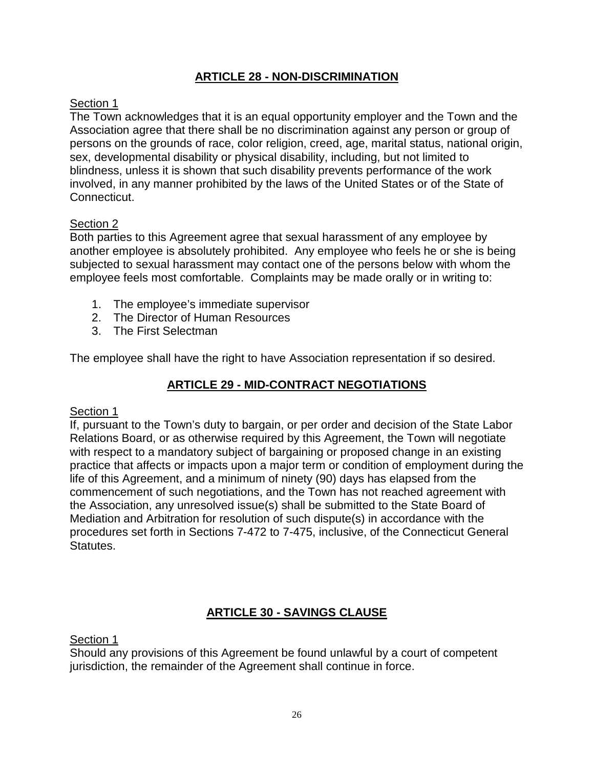## ARTICLE 28 - NON-DISCRIMINATION

Section 1

The Town acknowledges that it is an equal opportunity employer and the Town and the Association agree that there shall be no discrimination against any person or group of persons on the grounds of race, color religion, creed, age, marital status, national origin, sex, developmental disability or physical disability, including, but not limited to blindness, unless it is shown that such disability prevents performance of the work involved, in any manner prohibited by the laws of the United States or of the State of Connecticut.

Section 2

Both parties to this Agreement agree that sexual harassment of any employee by another employee is absolutely prohibited. Any employee who feels he or she is being subjected to sexual harassment may contact one of the persons below with whom the employee feels most comfortable. Complaints may be made orally or in writing to:

1. The employee's immediate supervisor
2. The Director of Human Resources
3. The First Selectman

The employee shall have the right to have Association representation if so desired.

## ARTICLE 29 - MID-CONTRACT NEGOTIATIONS

Section 1

If, pursuant to the Town's duty to bargain, or per order and decision of the State Labor Relations Board, or as otherwise required by this Agreement, the Town will negotiate with respect to a mandatory subject of bargaining or proposed change in an existing practice that affects or impacts upon a major term or condition of employment during the life of this Agreement, and a minimum of ninety (90) days has elapsed from the commencement of such negotiations, and the Town has not reached agreement with the Association, any unresolved issue(s) shall be submitted to the State Board of Mediation and Arbitration for resolution of such dispute(s) in accordance with the procedures set forth in Sections 7-472 to 7-475, inclusive, of the Connecticut General Statutes.

## ARTICLE 30 - SAVINGS CLAUSE

Section 1

Should any provisions of this Agreement be found unlawful by a court of competent jurisdiction, the remainder of the Agreement shall continue in force.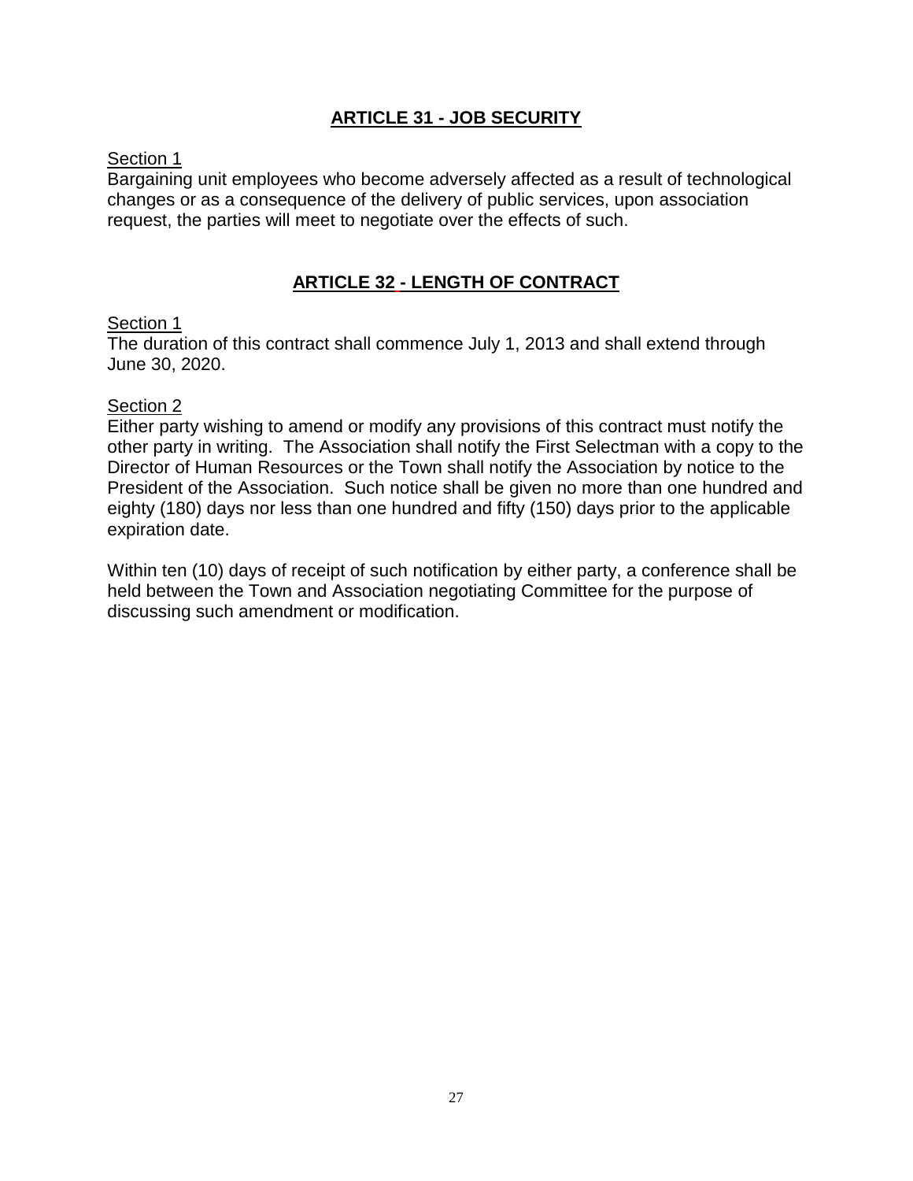## ARTICLE 31 - JOB SECURITY

Section 1

Bargaining unit employees who become adversely affected as a result of technological changes or as a consequence of the delivery of public services, upon association request, the parties will meet to negotiate over the effects of such.

## ARTICLE 32 - LENGTH OF CONTRACT

Section 1

The duration of this contract shall commence July 1, 2013 and shall extend through June 30, 2020.

Section 2

Either party wishing to amend or modify any provisions of this contract must notify the other party in writing. The Association shall notify the First Selectman with a copy to the Director of Human Resources or the Town shall notify the Association by notice to the President of the Association. Such notice shall be given no more than one hundred and eighty (180) days nor less than one hundred and fifty (150) days prior to the applicable expiration date.

Within ten (10) days of receipt of such notification by either party, a conference shall be held between the Town and Association negotiating Committee for the purpose of discussing such amendment or modification.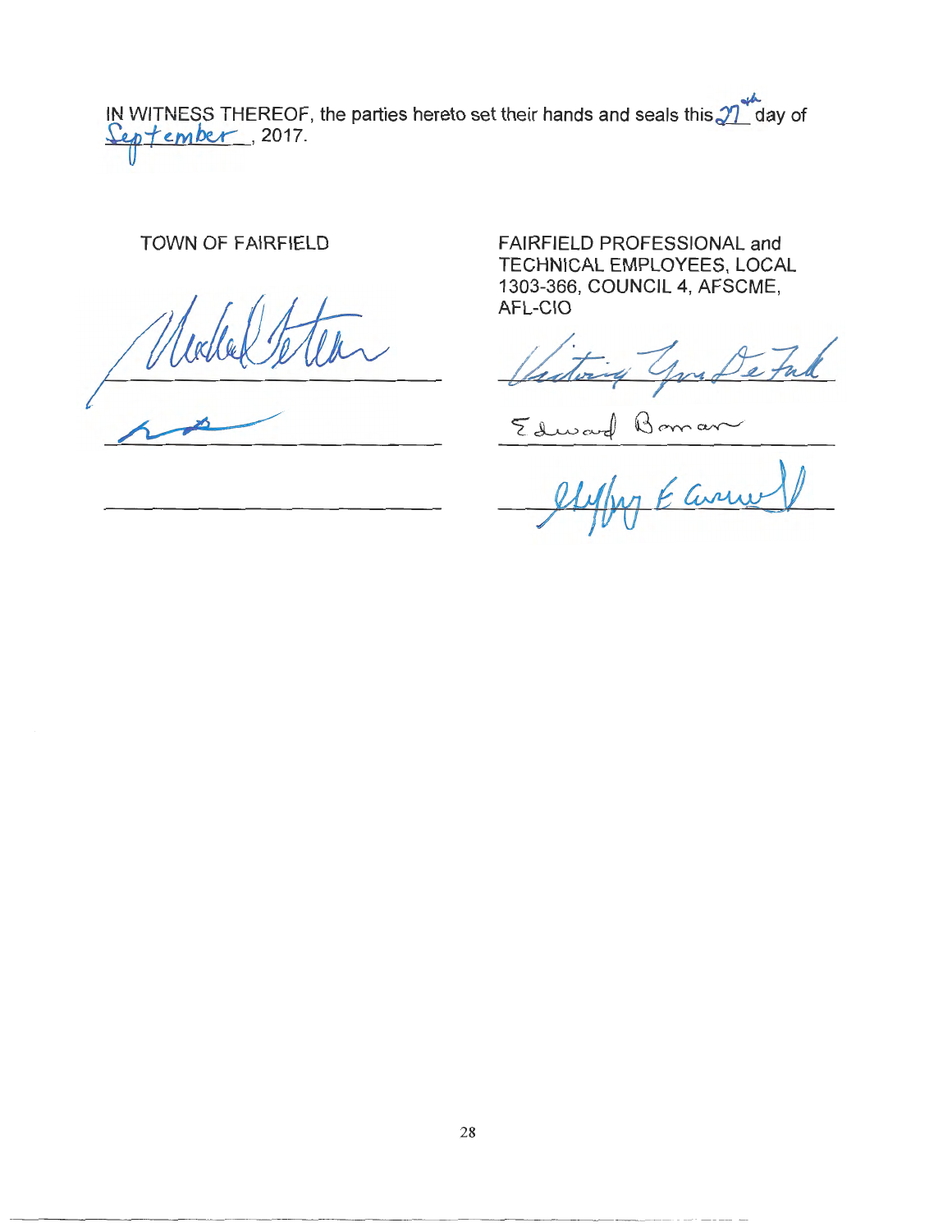IN WITNESS THEREOF, the parties hereto set their hands and seals this 27th day of September, 2017.

| TOWN OF FAIRFIELD | FAIRFIELD PROFESSIONAL and TECHNICAL EMPLOYEES, LOCAL 1303-366, COUNCIL 4, AFSCME, AFL-CIO |
|---|---|
| ______________________ | ______________________ |
| ______________________ | Edward Boman |
| ______________________ | ______________________ |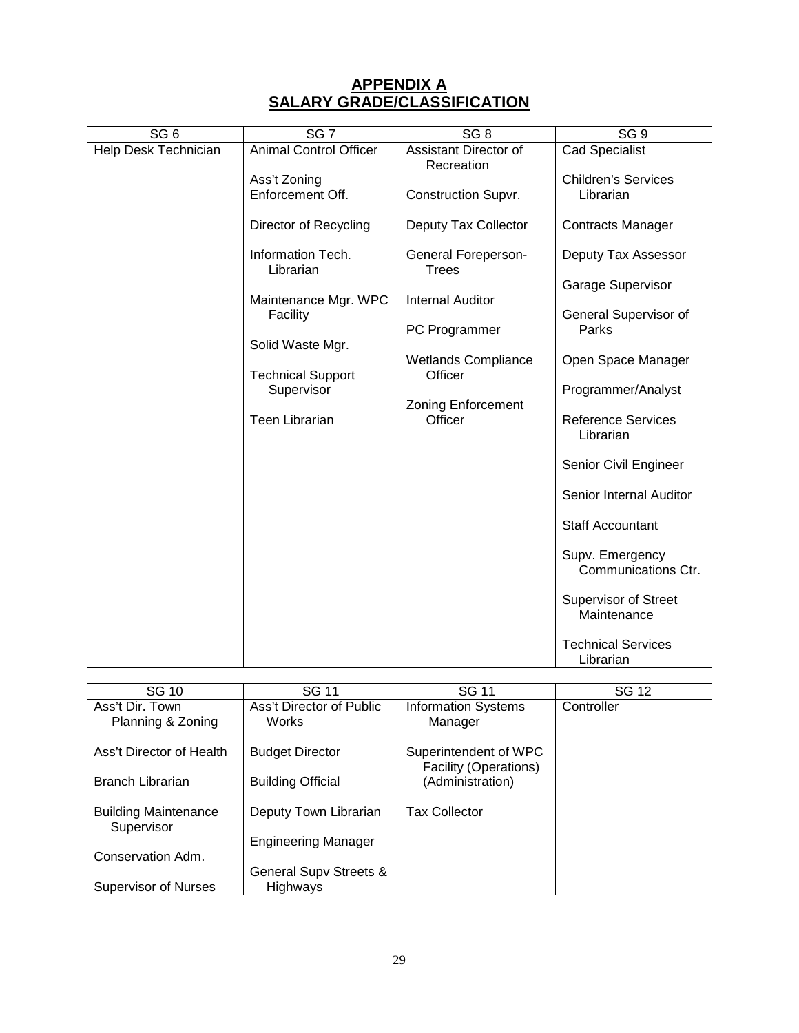## APPENDIX A
## SALARY GRADE/CLASSIFICATION

| SG 6 | SG 7 | SG 8 | SG 9 |
|---|---|---|---|
| Help Desk Technician | Animal Control Officer | Assistant Director of Recreation | Cad Specialist |
| | Ass't Zoning Enforcement Off. | Construction Supvr. | Children's Services Librarian |
| | Director of Recycling | Deputy Tax Collector | Contracts Manager |
| | Information Tech. Librarian | General Foreperson-Trees | Deputy Tax Assessor |
| | Maintenance Mgr. WPC Facility | Internal Auditor | Garage Supervisor |
| | Solid Waste Mgr. | PC Programmer | General Supervisor of Parks |
| | Technical Support Supervisor | Wetlands Compliance Officer | Open Space Manager |
| | Teen Librarian | Zoning Enforcement Officer | Programmer/Analyst |
| | | | Reference Services Librarian |
| | | | Senior Civil Engineer |
| | | | Senior Internal Auditor |
| | | | Staff Accountant |
| | | | Supv. Emergency Communications Ctr. |
| | | | Supervisor of Street Maintenance |
| | | | Technical Services Librarian |

| SG 10 | SG 11 | SG 11 | SG 12 |
|---|---|---|---|
| Ass't Dir. Town Planning & Zoning | Ass't Director of Public Works | Information Systems Manager | Controller |
| Ass't Director of Health | Budget Director | Superintendent of WPC Facility (Operations) (Administration) | |
| Branch Librarian | Building Official | Tax Collector | |
| Building Maintenance Supervisor | Deputy Town Librarian | | |
| Conservation Adm. | Engineering Manager | | |
| Supervisor of Nurses | General Supv Streets & Highways | | |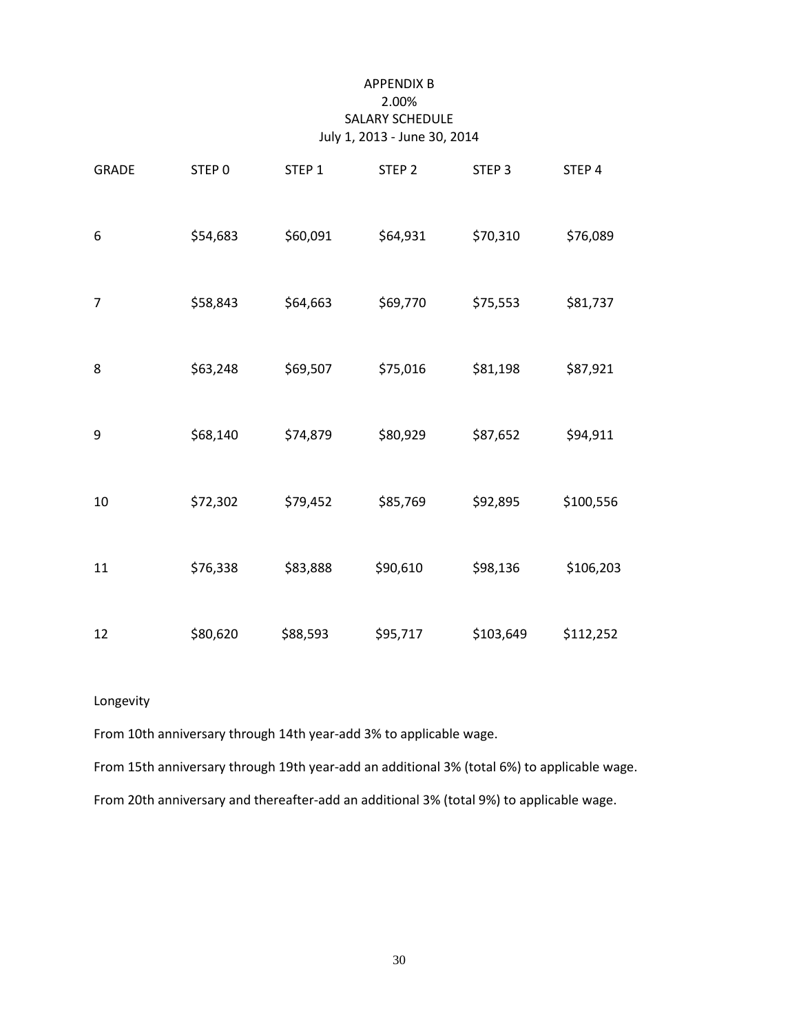# APPENDIX B

2.00%

SALARY SCHEDULE

July 1, 2013 - June 30, 2014

| GRADE | STEP 0 | STEP 1 | STEP 2 | STEP 3 | STEP 4 |
|---|---|---|---|---|---|
| 6 | $54,683 | $60,091 | $64,931 | $70,310 | $76,089 |
| 7 | $58,843 | $64,663 | $69,770 | $75,553 | $81,737 |
| 8 | $63,248 | $69,507 | $75,016 | $81,198 | $87,921 |
| 9 | $68,140 | $74,879 | $80,929 | $87,652 | $94,911 |
| 10 | $72,302 | $79,452 | $85,769 | $92,895 | $100,556 |
| 11 | $76,338 | $83,888 | $90,610 | $98,136 | $106,203 |
| 12 | $80,620 | $88,593 | $95,717 | $103,649 | $112,252 |

Longevity

From 10th anniversary through 14th year-add 3% to applicable wage.

From 15th anniversary through 19th year-add an additional 3% (total 6%) to applicable wage.

From 20th anniversary and thereafter-add an additional 3% (total 9%) to applicable wage.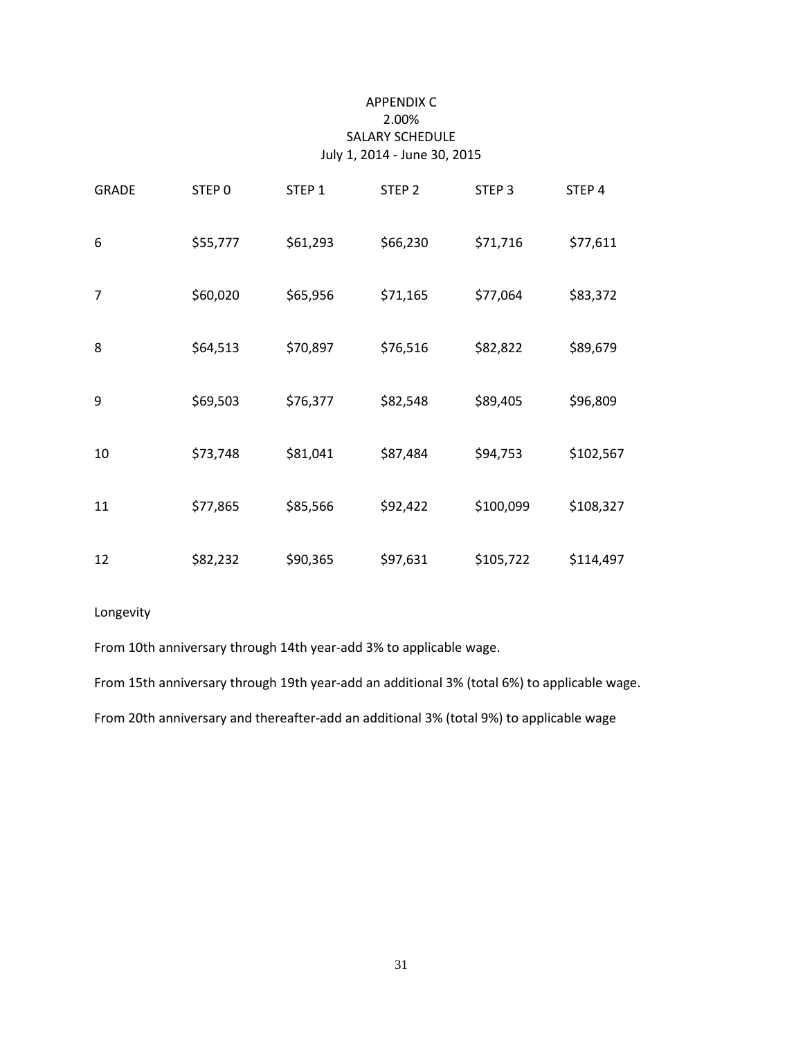# APPENDIX C

## 2.00%

## SALARY SCHEDULE

## July 1, 2014 - June 30, 2015

| GRADE | STEP 0 | STEP 1 | STEP 2 | STEP 3 | STEP 4 |
|---|---|---|---|---|---|
| 6 | $55,777 | $61,293 | $66,230 | $71,716 | $77,611 |
| 7 | $60,020 | $65,956 | $71,165 | $77,064 | $83,372 |
| 8 | $64,513 | $70,897 | $76,516 | $82,822 | $89,679 |
| 9 | $69,503 | $76,377 | $82,548 | $89,405 | $96,809 |
| 10 | $73,748 | $81,041 | $87,484 | $94,753 | $102,567 |
| 11 | $77,865 | $85,566 | $92,422 | $100,099 | $108,327 |
| 12 | $82,232 | $90,365 | $97,631 | $105,722 | $114,497 |

Longevity

From 10th anniversary through 14th year-add 3% to applicable wage.

From 15th anniversary through 19th year-add an additional 3% (total 6%) to applicable wage.

From 20th anniversary and thereafter-add an additional 3% (total 9%) to applicable wage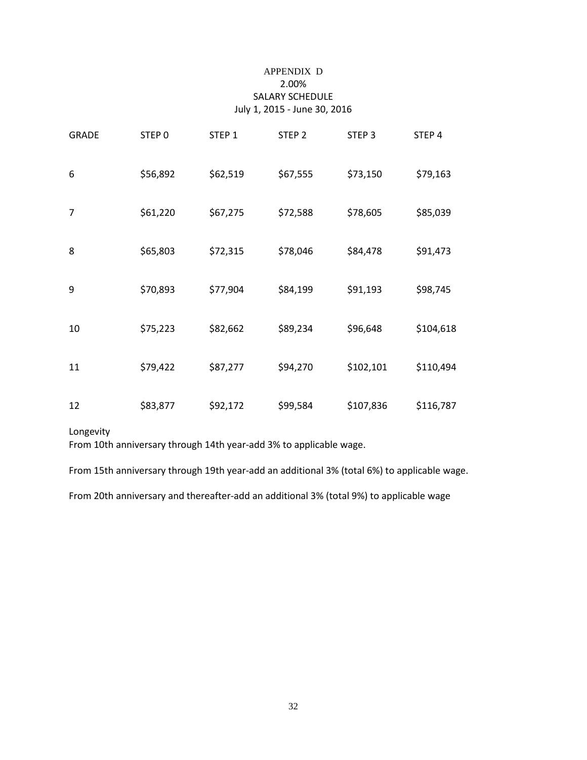# APPENDIX D

2.00%

SALARY SCHEDULE

July 1, 2015 - June 30, 2016

| GRADE | STEP 0 | STEP 1 | STEP 2 | STEP 3 | STEP 4 |
|---|---|---|---|---|---|
| 6 | $56,892 | $62,519 | $67,555 | $73,150 | $79,163 |
| 7 | $61,220 | $67,275 | $72,588 | $78,605 | $85,039 |
| 8 | $65,803 | $72,315 | $78,046 | $84,478 | $91,473 |
| 9 | $70,893 | $77,904 | $84,199 | $91,193 | $98,745 |
| 10 | $75,223 | $82,662 | $89,234 | $96,648 | $104,618 |
| 11 | $79,422 | $87,277 | $94,270 | $102,101 | $110,494 |
| 12 | $83,877 | $92,172 | $99,584 | $107,836 | $116,787 |

Longevity

From 10th anniversary through 14th year-add 3% to applicable wage.

From 15th anniversary through 19th year-add an additional 3% (total 6%) to applicable wage.

From 20th anniversary and thereafter-add an additional 3% (total 9%) to applicable wage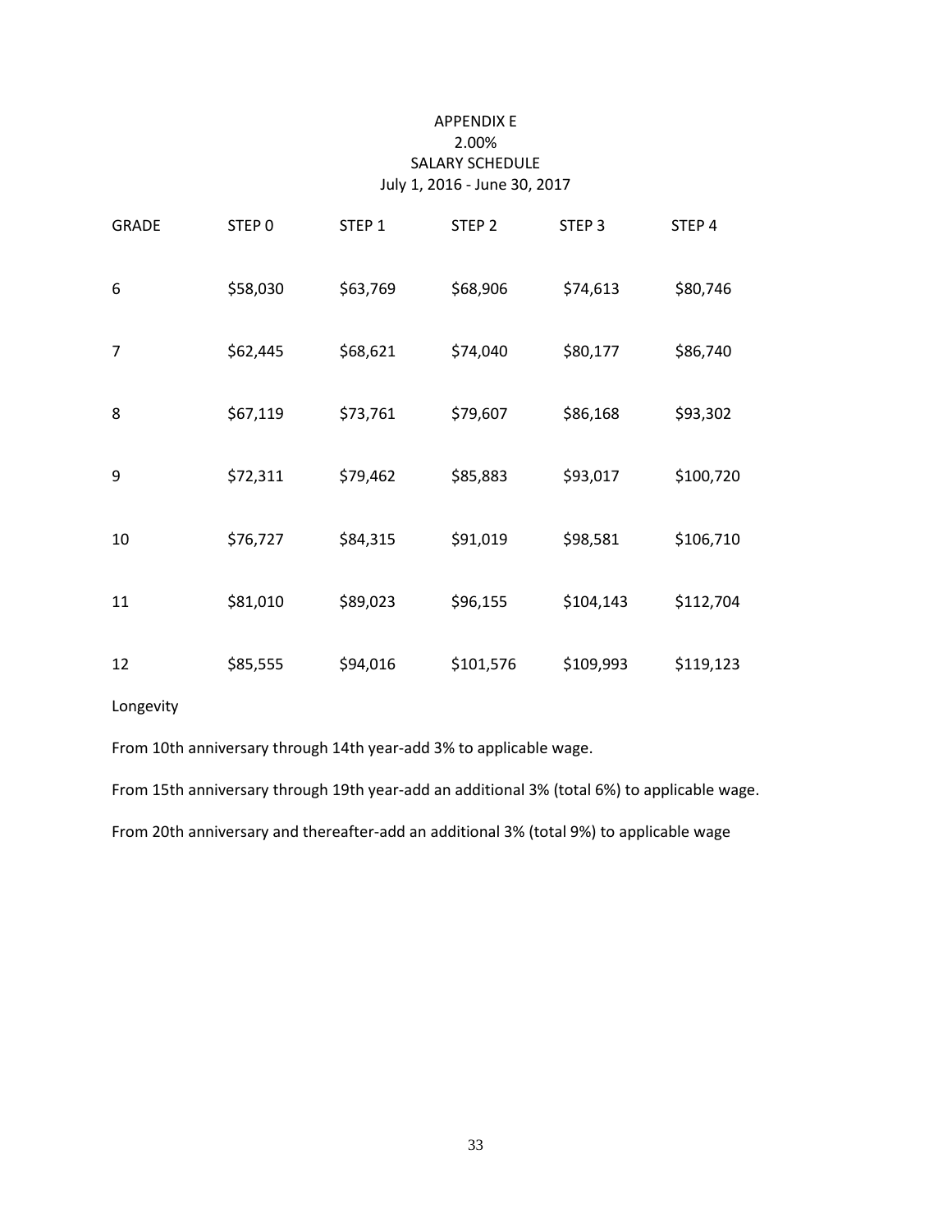# APPENDIX E
## 2.00%
## SALARY SCHEDULE
### July 1, 2016 - June 30, 2017

| GRADE | STEP 0 | STEP 1 | STEP 2 | STEP 3 | STEP 4 |
|---|---|---|---|---|---|
| 6 | $58,030 | $63,769 | $68,906 | $74,613 | $80,746 |
| 7 | $62,445 | $68,621 | $74,040 | $80,177 | $86,740 |
| 8 | $67,119 | $73,761 | $79,607 | $86,168 | $93,302 |
| 9 | $72,311 | $79,462 | $85,883 | $93,017 | $100,720 |
| 10 | $76,727 | $84,315 | $91,019 | $98,581 | $106,710 |
| 11 | $81,010 | $89,023 | $96,155 | $104,143 | $112,704 |
| 12 | $85,555 | $94,016 | $101,576 | $109,993 | $119,123 |

Longevity

From 10th anniversary through 14th year-add 3% to applicable wage.

From 15th anniversary through 19th year-add an additional 3% (total 6%) to applicable wage.

From 20th anniversary and thereafter-add an additional 3% (total 9%) to applicable wage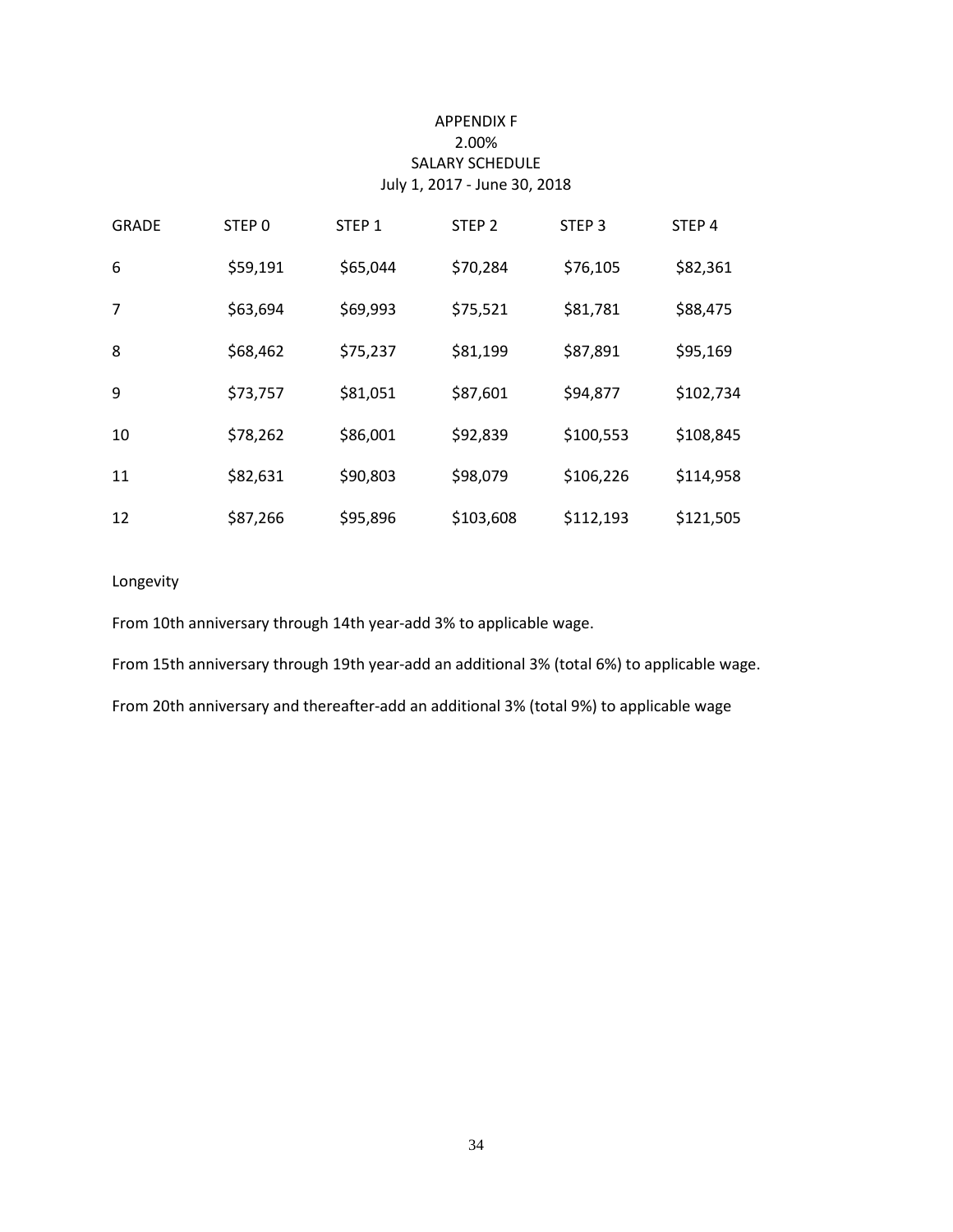# APPENDIX F
## 2.00%
## SALARY SCHEDULE
## July 1, 2017 - June 30, 2018

| GRADE | STEP 0 | STEP 1 | STEP 2 | STEP 3 | STEP 4 |
|---|---|---|---|---|---|
| 6 | $59,191 | $65,044 | $70,284 | $76,105 | $82,361 |
| 7 | $63,694 | $69,993 | $75,521 | $81,781 | $88,475 |
| 8 | $68,462 | $75,237 | $81,199 | $87,891 | $95,169 |
| 9 | $73,757 | $81,051 | $87,601 | $94,877 | $102,734 |
| 10 | $78,262 | $86,001 | $92,839 | $100,553 | $108,845 |
| 11 | $82,631 | $90,803 | $98,079 | $106,226 | $114,958 |
| 12 | $87,266 | $95,896 | $103,608 | $112,193 | $121,505 |

Longevity

From 10th anniversary through 14th year-add 3% to applicable wage.

From 15th anniversary through 19th year-add an additional 3% (total 6%) to applicable wage.

From 20th anniversary and thereafter-add an additional 3% (total 9%) to applicable wage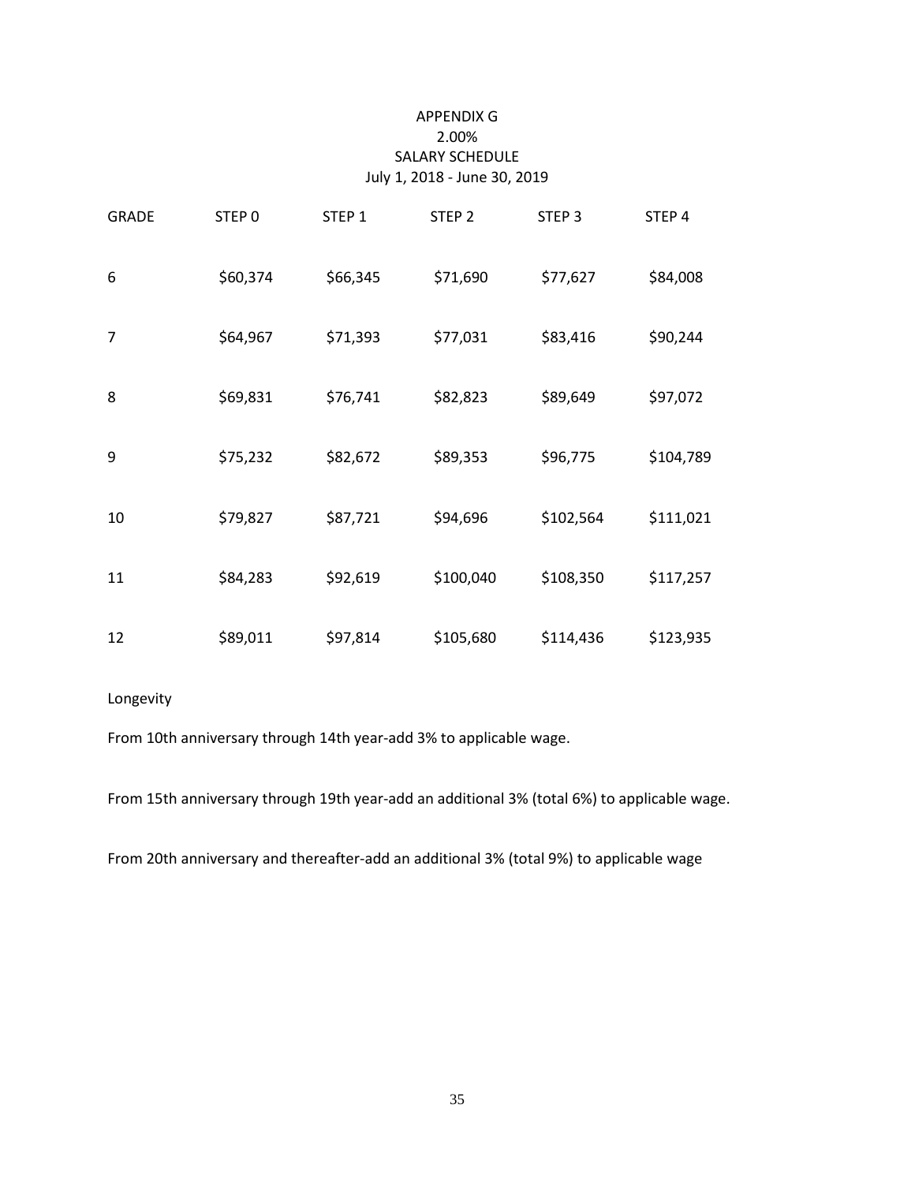# APPENDIX G
## 2.00%
## SALARY SCHEDULE
## July 1, 2018 - June 30, 2019

| GRADE | STEP 0 | STEP 1 | STEP 2 | STEP 3 | STEP 4 |
|---|---|---|---|---|---|
| 6 | $60,374 | $66,345 | $71,690 | $77,627 | $84,008 |
| 7 | $64,967 | $71,393 | $77,031 | $83,416 | $90,244 |
| 8 | $69,831 | $76,741 | $82,823 | $89,649 | $97,072 |
| 9 | $75,232 | $82,672 | $89,353 | $96,775 | $104,789 |
| 10 | $79,827 | $87,721 | $94,696 | $102,564 | $111,021 |
| 11 | $84,283 | $92,619 | $100,040 | $108,350 | $117,257 |
| 12 | $89,011 | $97,814 | $105,680 | $114,436 | $123,935 |

Longevity

From 10th anniversary through 14th year-add 3% to applicable wage.

From 15th anniversary through 19th year-add an additional 3% (total 6%) to applicable wage.

From 20th anniversary and thereafter-add an additional 3% (total 9%) to applicable wage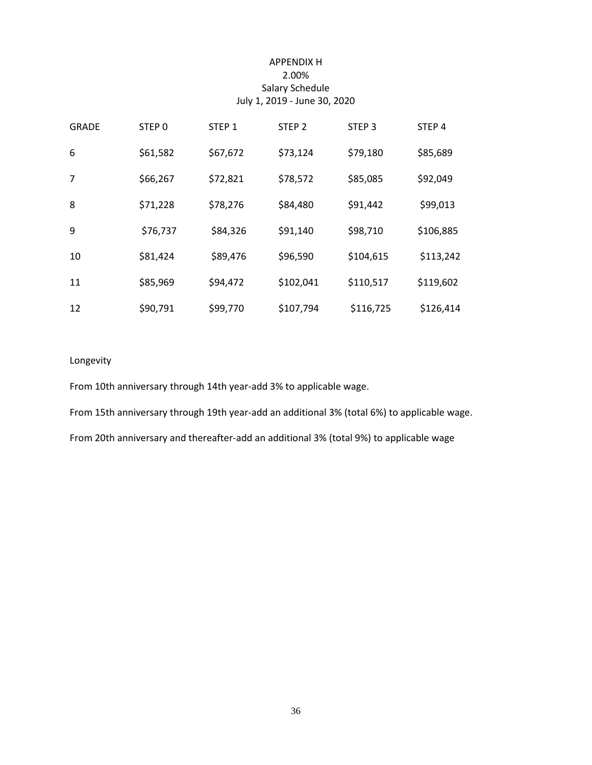# APPENDIX H

## 2.00%

## Salary Schedule

## July 1, 2019 - June 30, 2020

| GRADE | STEP 0 | STEP 1 | STEP 2 | STEP 3 | STEP 4 |
|---|---|---|---|---|---|
| 6 | $61,582 | $67,672 | $73,124 | $79,180 | $85,689 |
| 7 | $66,267 | $72,821 | $78,572 | $85,085 | $92,049 |
| 8 | $71,228 | $78,276 | $84,480 | $91,442 | $99,013 |
| 9 | $76,737 | $84,326 | $91,140 | $98,710 | $106,885 |
| 10 | $81,424 | $89,476 | $96,590 | $104,615 | $113,242 |
| 11 | $85,969 | $94,472 | $102,041 | $110,517 | $119,602 |
| 12 | $90,791 | $99,770 | $107,794 | $116,725 | $126,414 |

Longevity

From 10th anniversary through 14th year-add 3% to applicable wage.

From 15th anniversary through 19th year-add an additional 3% (total 6%) to applicable wage.

From 20th anniversary and thereafter-add an additional 3% (total 9%) to applicable wage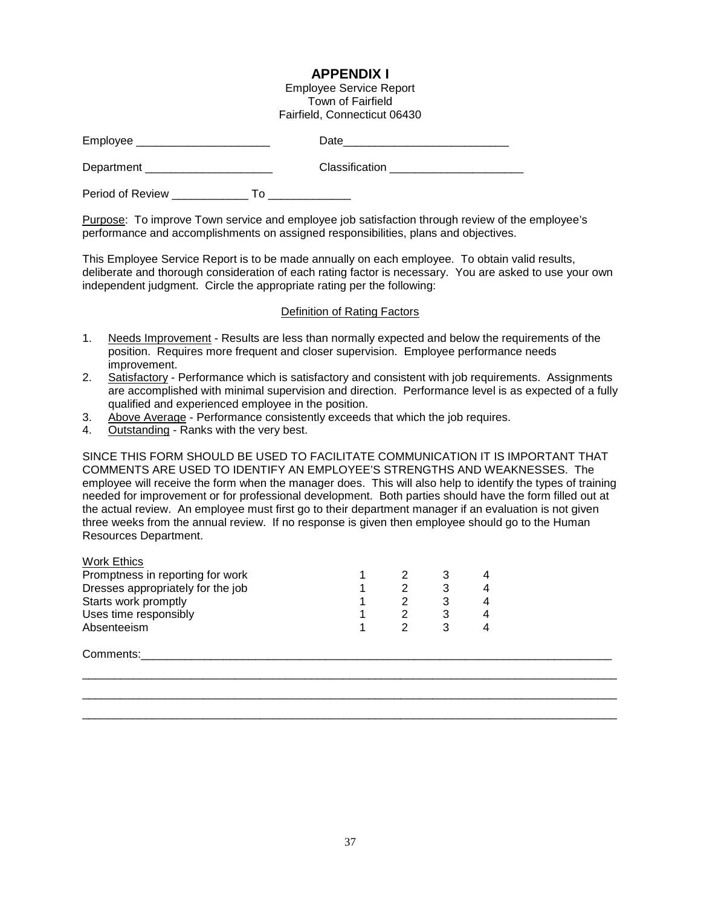# APPENDIX I

Employee Service Report
Town of Fairfield
Fairfield, Connecticut 06430

Employee _____________________ Date__________________________

Department ____________________ Classification _____________________

Period of Review ____________ To _____________

Purpose: To improve Town service and employee job satisfaction through review of the employee's performance and accomplishments on assigned responsibilities, plans and objectives.

This Employee Service Report is to be made annually on each employee. To obtain valid results, deliberate and thorough consideration of each rating factor is necessary. You are asked to use your own independent judgment. Circle the appropriate rating per the following:

Definition of Rating Factors

1. Needs Improvement - Results are less than normally expected and below the requirements of the position. Requires more frequent and closer supervision. Employee performance needs improvement.
2. Satisfactory - Performance which is satisfactory and consistent with job requirements. Assignments are accomplished with minimal supervision and direction. Performance level is as expected of a fully qualified and experienced employee in the position.
3. Above Average - Performance consistently exceeds that which the job requires.
4. Outstanding - Ranks with the very best.

SINCE THIS FORM SHOULD BE USED TO FACILITATE COMMUNICATION IT IS IMPORTANT THAT COMMENTS ARE USED TO IDENTIFY AN EMPLOYEE'S STRENGTHS AND WEAKNESSES. The employee will receive the form when the manager does. This will also help to identify the types of training needed for improvement or for professional development. Both parties should have the form filled out at the actual review. An employee must first go to their department manager if an evaluation is not given three weeks from the annual review. If no response is given then employee should go to the Human Resources Department.

| Work Ethics | | | | |
|---|---|---|---|---|
| Promptness in reporting for work | 1 | 2 | 3 | 4 |
| Dresses appropriately for the job | 1 | 2 | 3 | 4 |
| Starts work promptly | 1 | 2 | 3 | 4 |
| Uses time responsibly | 1 | 2 | 3 | 4 |
| Absenteeism | 1 | 2 | 3 | 4 |

Comments:_____________________________________________________________________________

_____________________________________________________________________________________

_____________________________________________________________________________________

_____________________________________________________________________________________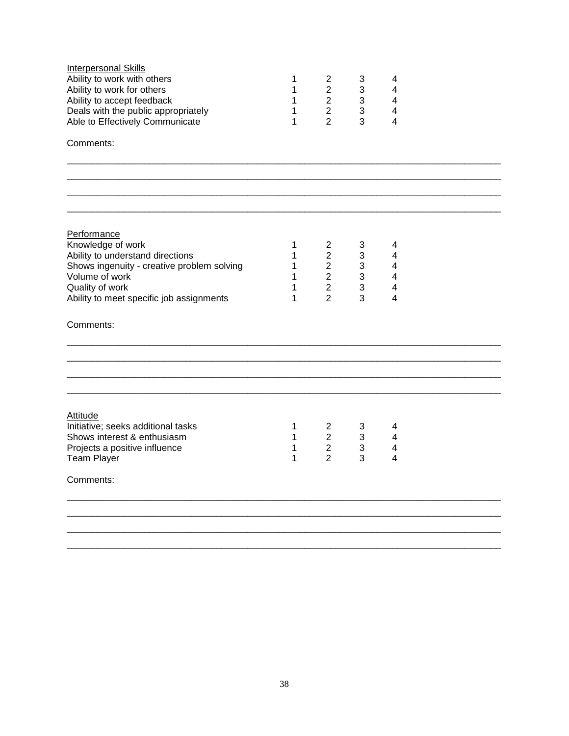<u>Interpersonal Skills</u>

| | | | | |
|---|---|---|---|---|
| Ability to work with others | 1 | 2 | 3 | 4 |
| Ability to work for others | 1 | 2 | 3 | 4 |
| Ability to accept feedback | 1 | 2 | 3 | 4 |
| Deals with the public appropriately | 1 | 2 | 3 | 4 |
| Able to Effectively Communicate | 1 | 2 | 3 | 4 |

Comments:

______________________________________________________________________________

______________________________________________________________________________

______________________________________________________________________________

______________________________________________________________________________

<u>Performance</u>

| | | | | |
|---|---|---|---|---|
| Knowledge of work | 1 | 2 | 3 | 4 |
| Ability to understand directions | 1 | 2 | 3 | 4 |
| Shows ingenuity - creative problem solving | 1 | 2 | 3 | 4 |
| Volume of work | 1 | 2 | 3 | 4 |
| Quality of work | 1 | 2 | 3 | 4 |
| Ability to meet specific job assignments | 1 | 2 | 3 | 4 |

Comments:

______________________________________________________________________________

______________________________________________________________________________

______________________________________________________________________________

______________________________________________________________________________

<u>Attitude</u>

| | | | | |
|---|---|---|---|---|
| Initiative; seeks additional tasks | 1 | 2 | 3 | 4 |
| Shows interest & enthusiasm | 1 | 2 | 3 | 4 |
| Projects a positive influence | 1 | 2 | 3 | 4 |
| Team Player | 1 | 2 | 3 | 4 |

Comments:

______________________________________________________________________________

______________________________________________________________________________

______________________________________________________________________________

______________________________________________________________________________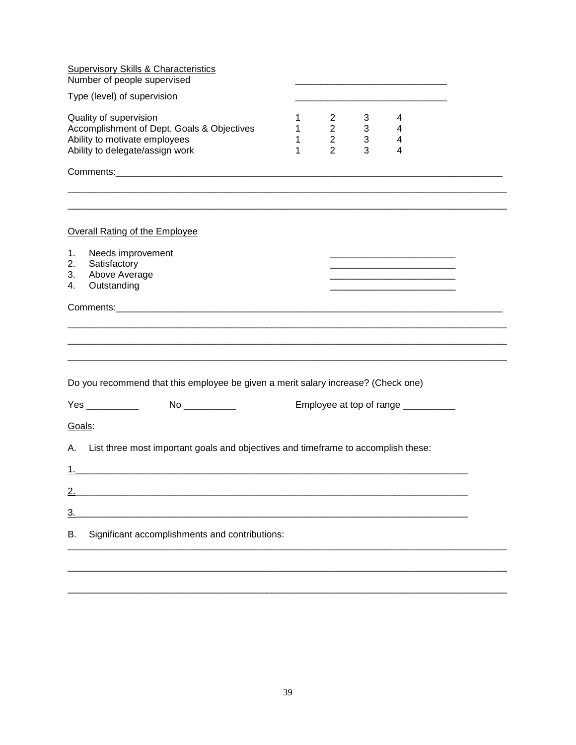<u>Supervisory Skills & Characteristics</u>

Number of people supervised ____________________________

Type (level) of supervision ____________________________

| | | | | |
|---|---|---|---|---|
| Quality of supervision | 1 | 2 | 3 | 4 |
| Accomplishment of Dept. Goals & Objectives | 1 | 2 | 3 | 4 |
| Ability to motivate employees | 1 | 2 | 3 | 4 |
| Ability to delegate/assign work | 1 | 2 | 3 | 4 |

Comments:__________________________________________________________________________

_______________________________________________________________________________

_______________________________________________________________________________

<u>Overall Rating of the Employee</u>

1. Needs improvement ______________________
2. Satisfactory ______________________
3. Above Average ______________________
4. Outstanding ______________________

Comments:__________________________________________________________________________

_______________________________________________________________________________

_______________________________________________________________________________

_______________________________________________________________________________

Do you recommend that this employee be given a merit salary increase? (Check one)

Yes __________ No __________ Employee at top of range __________

<u>Goals</u>:

A. List three most important goals and objectives and timeframe to accomplish these:

1.________________________________________________________________________

2.________________________________________________________________________

3.________________________________________________________________________

B. Significant accomplishments and contributions:

_______________________________________________________________________________

_______________________________________________________________________________

_______________________________________________________________________________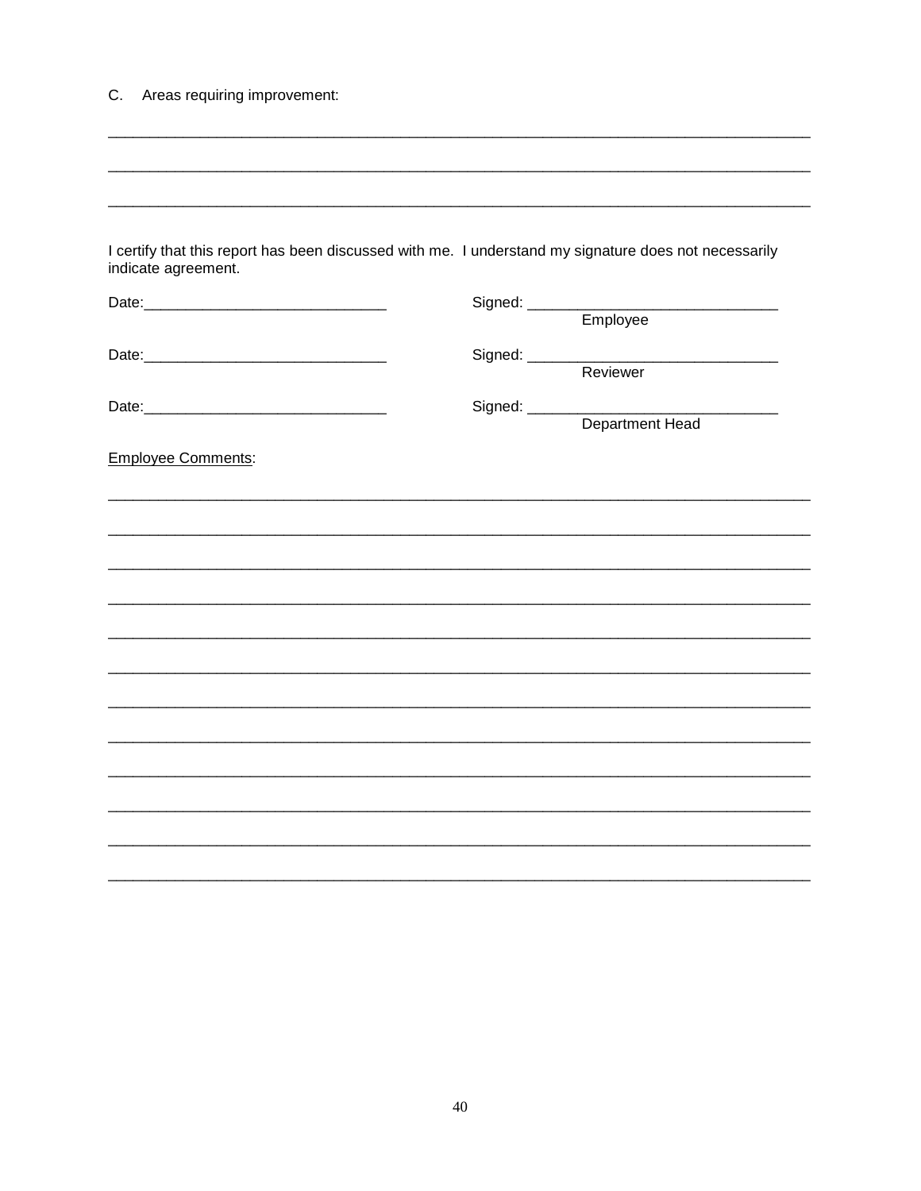C. Areas requiring improvement:

_______________________________________________________________________________

_______________________________________________________________________________

_______________________________________________________________________________

I certify that this report has been discussed with me. I understand my signature does not necessarily indicate agreement.

Date:_____________________________ Signed: ______________________________
Employee

Date:_____________________________ Signed: ______________________________
Reviewer

Date:_____________________________ Signed: ______________________________
Department Head

<u>Employee Comments</u>:

_______________________________________________________________________________

_______________________________________________________________________________

_______________________________________________________________________________

_______________________________________________________________________________

_______________________________________________________________________________

_______________________________________________________________________________

_______________________________________________________________________________

_______________________________________________________________________________

_______________________________________________________________________________

_______________________________________________________________________________

_______________________________________________________________________________

_______________________________________________________________________________